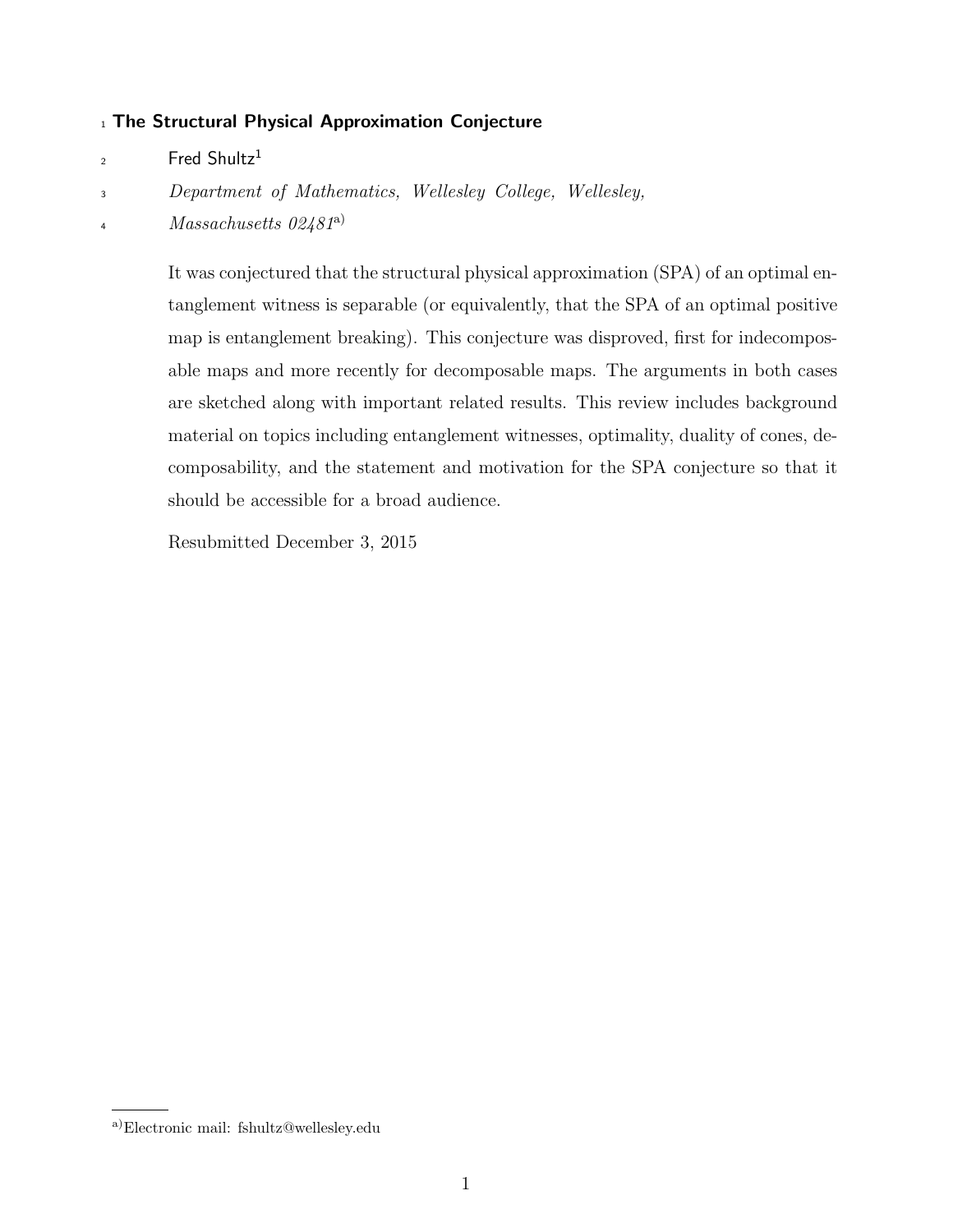# The Structural Physical Approximation Conjecture

Fred Shultz[1]

*Department of Mathematics, Wellesley College, Wellesley, Massachusetts 02481*[a]

It was conjectured that the structural physical approximation (SPA) of an optimal entanglement witness is separable (or equivalently, that the SPA of an optimal positive map is entanglement breaking). This conjecture was disproved, first for indecomposable maps and more recently for decomposable maps. The arguments in both cases are sketched along with important related results. This review includes background material on topics including entanglement witnesses, optimality, duality of cones, decomposability, and the statement and motivation for the SPA conjecture so that it should be accessible for a broad audience.

Resubmitted December 3, 2015

[a] Electronic mail: fshultz@wellesley.edu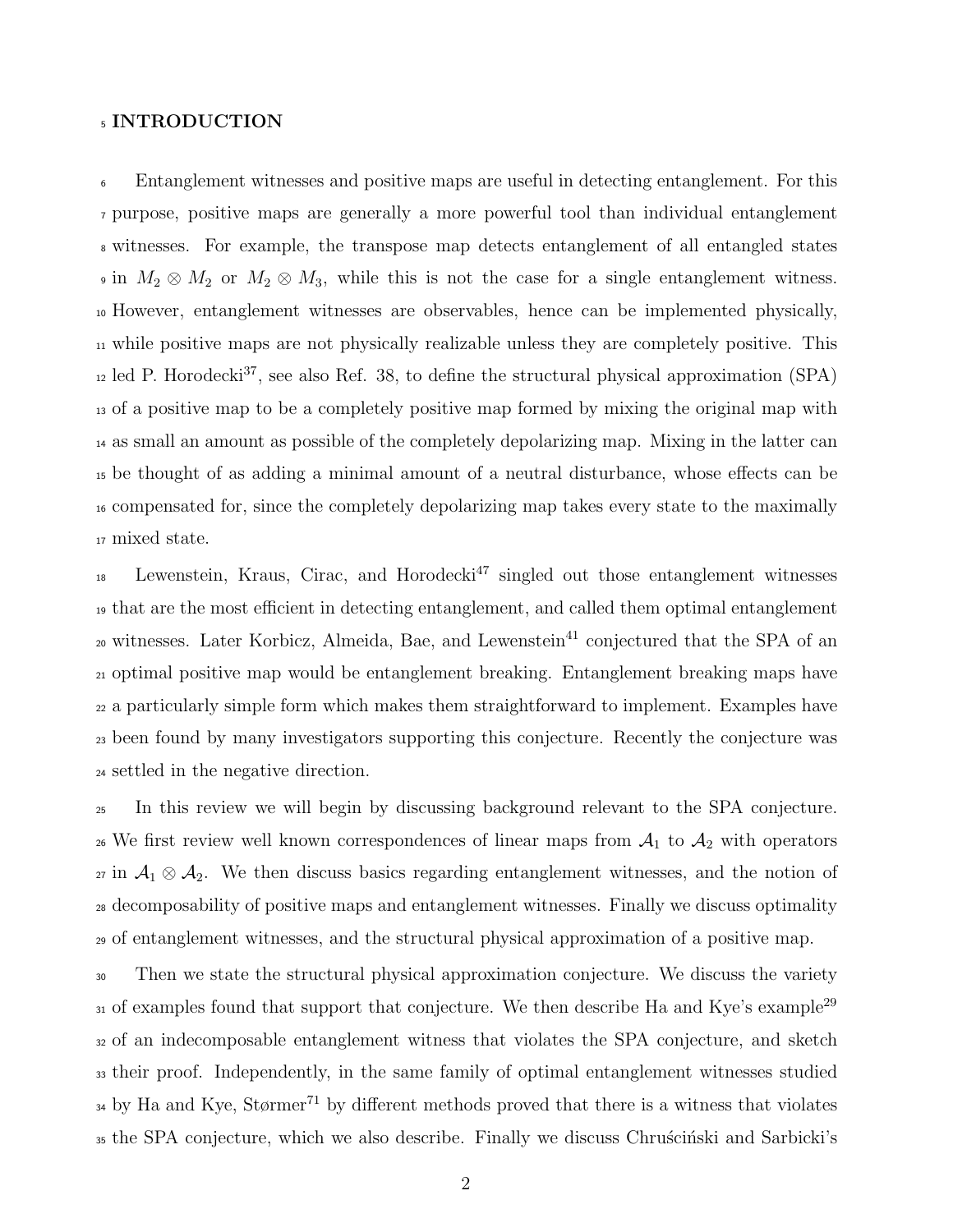# INTRODUCTION

Entanglement witnesses and positive maps are useful in detecting entanglement. For this purpose, positive maps are generally a more powerful tool than individual entanglement witnesses. For example, the transpose map detects entanglement of all entangled states in $M_2 \otimes M_2$ or $M_2 \otimes M_3$, while this is not the case for a single entanglement witness. However, entanglement witnesses are observables, hence can be implemented physically, while positive maps are not physically realizable unless they are completely positive. This led P. Horodecki[37], see also Ref. 38, to define the structural physical approximation (SPA) of a positive map to be a completely positive map formed by mixing the original map with as small an amount as possible of the completely depolarizing map. Mixing in the latter can be thought of as adding a minimal amount of a neutral disturbance, whose effects can be compensated for, since the completely depolarizing map takes every state to the maximally mixed state.

Lewenstein, Kraus, Cirac, and Horodecki[47] singled out those entanglement witnesses that are the most efficient in detecting entanglement, and called them optimal entanglement witnesses. Later Korbicz, Almeida, Bae, and Lewenstein[41] conjectured that the SPA of an optimal positive map would be entanglement breaking. Entanglement breaking maps have a particularly simple form which makes them straightforward to implement. Examples have been found by many investigators supporting this conjecture. Recently the conjecture was settled in the negative direction.

In this review we will begin by discussing background relevant to the SPA conjecture. We first review well known correspondences of linear maps from $\mathcal{A}_1$ to $\mathcal{A}_2$ with operators in $\mathcal{A}_1 \otimes \mathcal{A}_2$. We then discuss basics regarding entanglement witnesses, and the notion of decomposability of positive maps and entanglement witnesses. Finally we discuss optimality of entanglement witnesses, and the structural physical approximation of a positive map.

Then we state the structural physical approximation conjecture. We discuss the variety of examples found that support that conjecture. We then describe Ha and Kye's example[29] of an indecomposable entanglement witness that violates the SPA conjecture, and sketch their proof. Independently, in the same family of optimal entanglement witnesses studied by Ha and Kye, Størmer[71] by different methods proved that there is a witness that violates the SPA conjecture, which we also describe. Finally we discuss Chruściński and Sarbicki's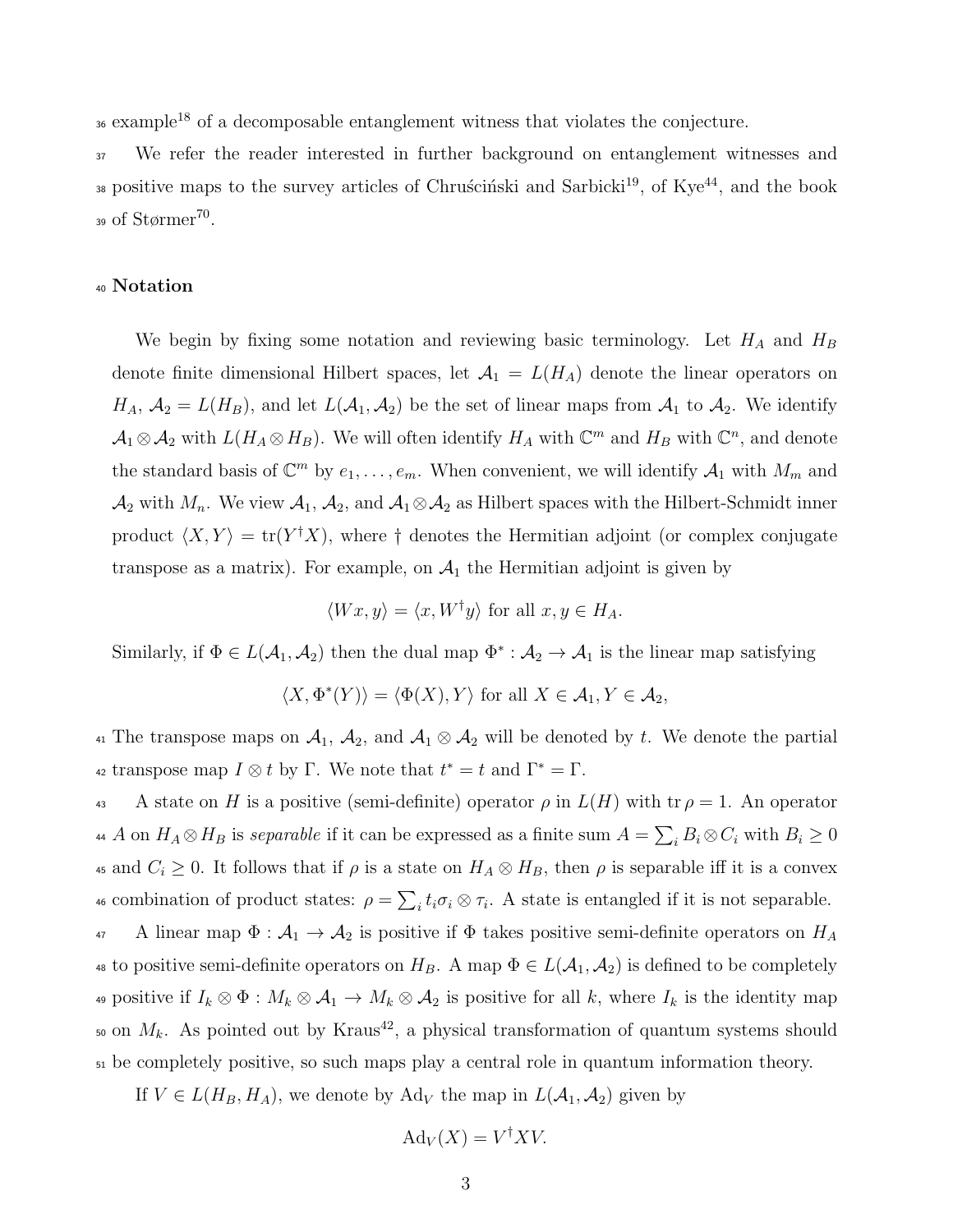example[18] of a decomposable entanglement witness that violates the conjecture.

We refer the reader interested in further background on entanglement witnesses and positive maps to the survey articles of Chruściński and Sarbicki[19], of Kye[44], and the book of Størmer[70].

## Notation

We begin by fixing some notation and reviewing basic terminology. Let $H_A$ and $H_B$ denote finite dimensional Hilbert spaces, let $\mathcal{A}_1 = L(H_A)$ denote the linear operators on $H_A$, $\mathcal{A}_2 = L(H_B)$, and let $L(\mathcal{A}_1, \mathcal{A}_2)$ be the set of linear maps from $\mathcal{A}_1$ to $\mathcal{A}_2$. We identify $\mathcal{A}_1 \otimes \mathcal{A}_2$ with $L(H_A \otimes H_B)$. We will often identify $H_A$ with $\mathbb{C}^m$ and $H_B$ with $\mathbb{C}^n$, and denote the standard basis of $\mathbb{C}^m$ by $e_1, \ldots, e_m$. When convenient, we will identify $\mathcal{A}_1$ with $M_m$ and $\mathcal{A}_2$ with $M_n$. We view $\mathcal{A}_1$, $\mathcal{A}_2$, and $\mathcal{A}_1 \otimes \mathcal{A}_2$ as Hilbert spaces with the Hilbert-Schmidt inner product $\langle X, Y \rangle = \operatorname{tr}(Y^\dagger X)$, where $\dagger$ denotes the Hermitian adjoint (or complex conjugate transpose as a matrix). For example, on $\mathcal{A}_1$ the Hermitian adjoint is given by

$$\langle Wx, y \rangle = \langle x, W^\dagger y \rangle \text{ for all } x, y \in H_A.$$

Similarly, if $\Phi \in L(\mathcal{A}_1, \mathcal{A}_2)$ then the dual map $\Phi^* : \mathcal{A}_2 \to \mathcal{A}_1$ is the linear map satisfying

$$\langle X, \Phi^*(Y) \rangle = \langle \Phi(X), Y \rangle \text{ for all } X \in \mathcal{A}_1, Y \in \mathcal{A}_2,$$

The transpose maps on $\mathcal{A}_1$, $\mathcal{A}_2$, and $\mathcal{A}_1 \otimes \mathcal{A}_2$ will be denoted by $t$. We denote the partial transpose map $I \otimes t$ by $\Gamma$. We note that $t^* = t$ and $\Gamma^* = \Gamma$.

A state on $H$ is a positive (semi-definite) operator $\rho$ in $L(H)$ with $\operatorname{tr} \rho = 1$. An operator $A$ on $H_A \otimes H_B$ is *separable* if it can be expressed as a finite sum $A = \sum_i B_i \otimes C_i$ with $B_i \geq 0$ and $C_i \geq 0$. It follows that if $\rho$ is a state on $H_A \otimes H_B$, then $\rho$ is separable iff it is a convex combination of product states: $\rho = \sum_i t_i \sigma_i \otimes \tau_i$. A state is entangled if it is not separable.

A linear map $\Phi : \mathcal{A}_1 \to \mathcal{A}_2$ is positive if $\Phi$ takes positive semi-definite operators on $H_A$ to positive semi-definite operators on $H_B$. A map $\Phi \in L(\mathcal{A}_1, \mathcal{A}_2)$ is defined to be completely positive if $I_k \otimes \Phi : M_k \otimes \mathcal{A}_1 \to M_k \otimes \mathcal{A}_2$ is positive for all $k$, where $I_k$ is the identity map on $M_k$. As pointed out by Kraus[42], a physical transformation of quantum systems should be completely positive, so such maps play a central role in quantum information theory.

If $V \in L(H_B, H_A)$, we denote by $\operatorname{Ad}_V$ the map in $L(\mathcal{A}_1, \mathcal{A}_2)$ given by

$$\operatorname{Ad}_V(X) = V^\dagger X V.$$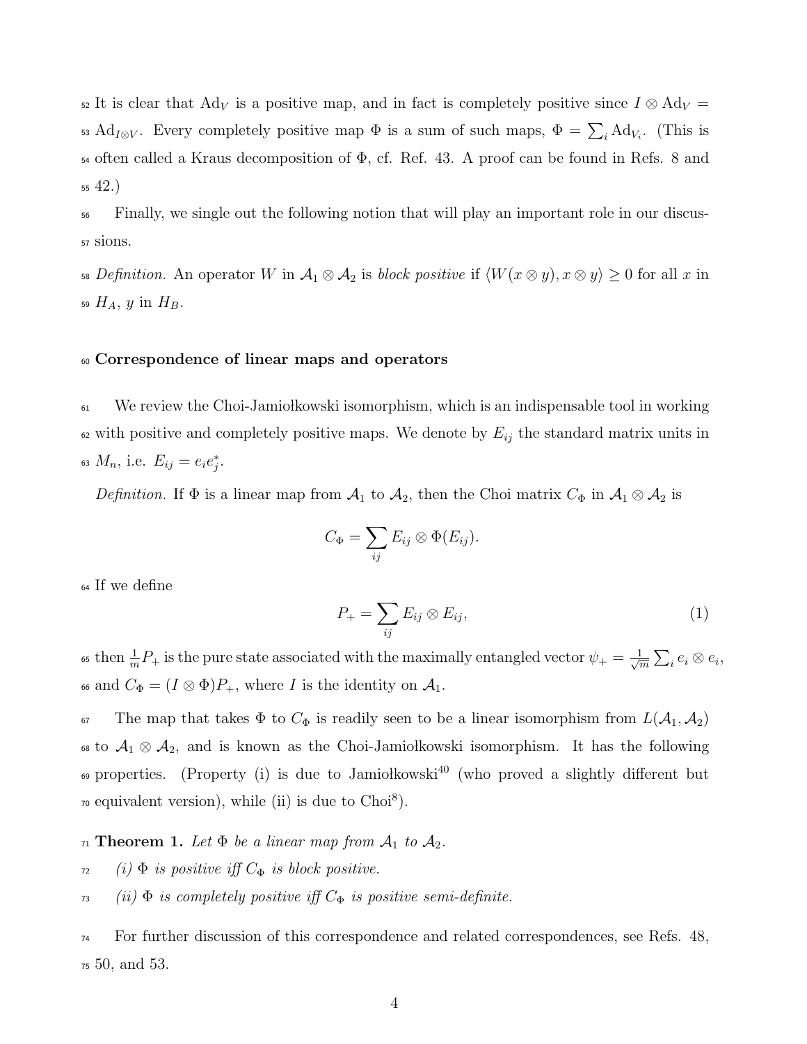It is clear that $\mathrm{Ad}_V$ is a positive map, and in fact is completely positive since $I \otimes \mathrm{Ad}_V = \mathrm{Ad}_{I \otimes V}$. Every completely positive map $\Phi$ is a sum of such maps, $\Phi = \sum_i \mathrm{Ad}_{V_i}$. (This is often called a Kraus decomposition of $\Phi$, cf. Ref. 43. A proof can be found in Refs. 8 and 42.)

Finally, we single out the following notion that will play an important role in our discussions.

*Definition.* An operator $W$ in $\mathcal{A}_1 \otimes \mathcal{A}_2$ is *block positive* if $\langle W(x \otimes y), x \otimes y \rangle \geq 0$ for all $x$ in $H_A$, $y$ in $H_B$.

## Correspondence of linear maps and operators

We review the Choi-Jamiołkowski isomorphism, which is an indispensable tool in working with positive and completely positive maps. We denote by $E_{ij}$ the standard matrix units in $M_n$, i.e. $E_{ij} = e_i e_j^*$.

*Definition.* If $\Phi$ is a linear map from $\mathcal{A}_1$ to $\mathcal{A}_2$, then the Choi matrix $C_\Phi$ in $\mathcal{A}_1 \otimes \mathcal{A}_2$ is

$$C_\Phi = \sum_{ij} E_{ij} \otimes \Phi(E_{ij}).$$

If we define

$$P_+ = \sum_{ij} E_{ij} \otimes E_{ij}, \tag{1}$$

then $\frac{1}{m} P_+$ is the pure state associated with the maximally entangled vector $\psi_+ = \frac{1}{\sqrt{m}} \sum_i e_i \otimes e_i$, and $C_\Phi = (I \otimes \Phi) P_+$, where $I$ is the identity on $\mathcal{A}_1$.

The map that takes $\Phi$ to $C_\Phi$ is readily seen to be a linear isomorphism from $L(\mathcal{A}_1, \mathcal{A}_2)$ to $\mathcal{A}_1 \otimes \mathcal{A}_2$, and is known as the Choi-Jamiołkowski isomorphism. It has the following properties. (Property (i) is due to Jamiołkowski[40] (who proved a slightly different but equivalent version), while (ii) is due to Choi[8]).

**Theorem 1.** *Let $\Phi$ be a linear map from $\mathcal{A}_1$ to $\mathcal{A}_2$.*

*(i) $\Phi$ is positive iff $C_\Phi$ is block positive.*

*(ii) $\Phi$ is completely positive iff $C_\Phi$ is positive semi-definite.*

For further discussion of this correspondence and related correspondences, see Refs. 48, 50, and 53.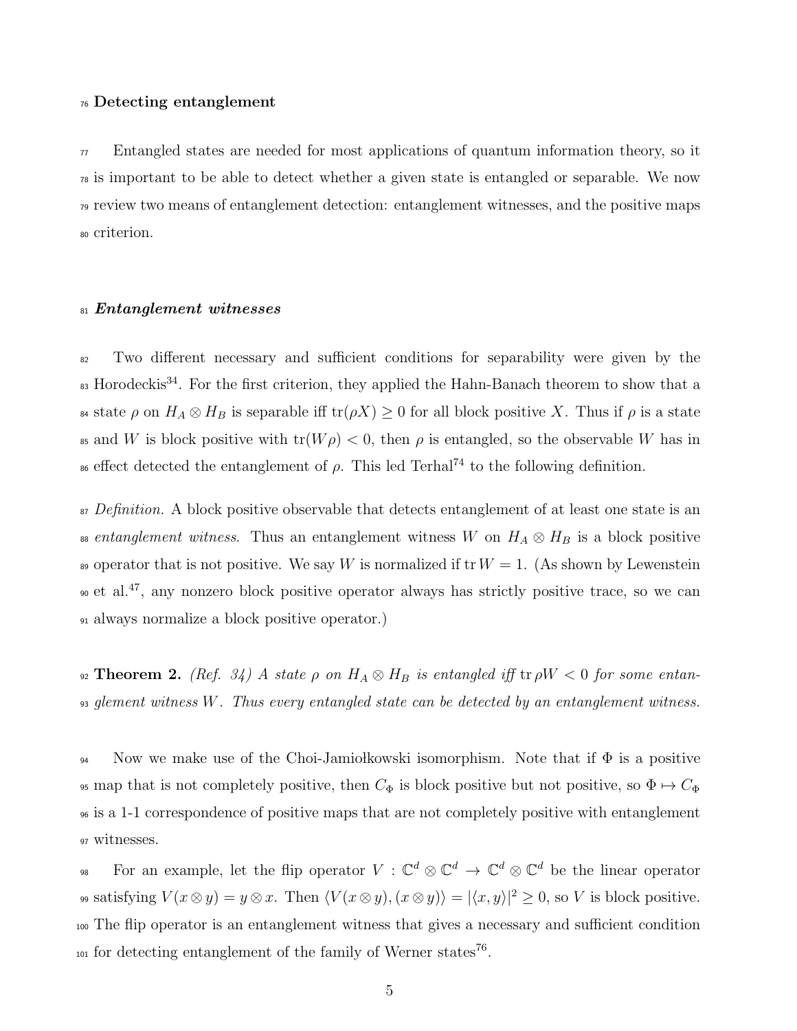## Detecting entanglement

Entangled states are needed for most applications of quantum information theory, so it is important to be able to detect whether a given state is entangled or separable. We now review two means of entanglement detection: entanglement witnesses, and the positive maps criterion.

### ***Entanglement witnesses***

Two different necessary and sufficient conditions for separability were given by the Horodeckis[34]. For the first criterion, they applied the Hahn-Banach theorem to show that a state $\rho$ on $H_A \otimes H_B$ is separable iff $\operatorname{tr}(\rho X) \geq 0$ for all block positive $X$. Thus if $\rho$ is a state and $W$ is block positive with $\operatorname{tr}(W\rho) < 0$, then $\rho$ is entangled, so the observable $W$ has in effect detected the entanglement of $\rho$. This led Terhal[74] to the following definition.

*Definition.* A block positive observable that detects entanglement of at least one state is an *entanglement witness*. Thus an entanglement witness $W$ on $H_A \otimes H_B$ is a block positive operator that is not positive. We say $W$ is normalized if $\operatorname{tr} W = 1$. (As shown by Lewenstein et al.[47], any nonzero block positive operator always has strictly positive trace, so we can always normalize a block positive operator.)

**Theorem 2.** *(Ref. 34) A state $\rho$ on $H_A \otimes H_B$ is entangled iff $\operatorname{tr} \rho W < 0$ for some entanglement witness $W$. Thus every entangled state can be detected by an entanglement witness.*

Now we make use of the Choi-Jamiołkowski isomorphism. Note that if $\Phi$ is a positive map that is not completely positive, then $C_\Phi$ is block positive but not positive, so $\Phi \mapsto C_\Phi$ is a 1-1 correspondence of positive maps that are not completely positive with entanglement witnesses.

For an example, let the flip operator $V : \mathbb{C}^d \otimes \mathbb{C}^d \to \mathbb{C}^d \otimes \mathbb{C}^d$ be the linear operator satisfying $V(x \otimes y) = y \otimes x$. Then $\langle V(x \otimes y), (x \otimes y)\rangle = |\langle x, y\rangle|^2 \geq 0$, so $V$ is block positive. The flip operator is an entanglement witness that gives a necessary and sufficient condition for detecting entanglement of the family of Werner states[76].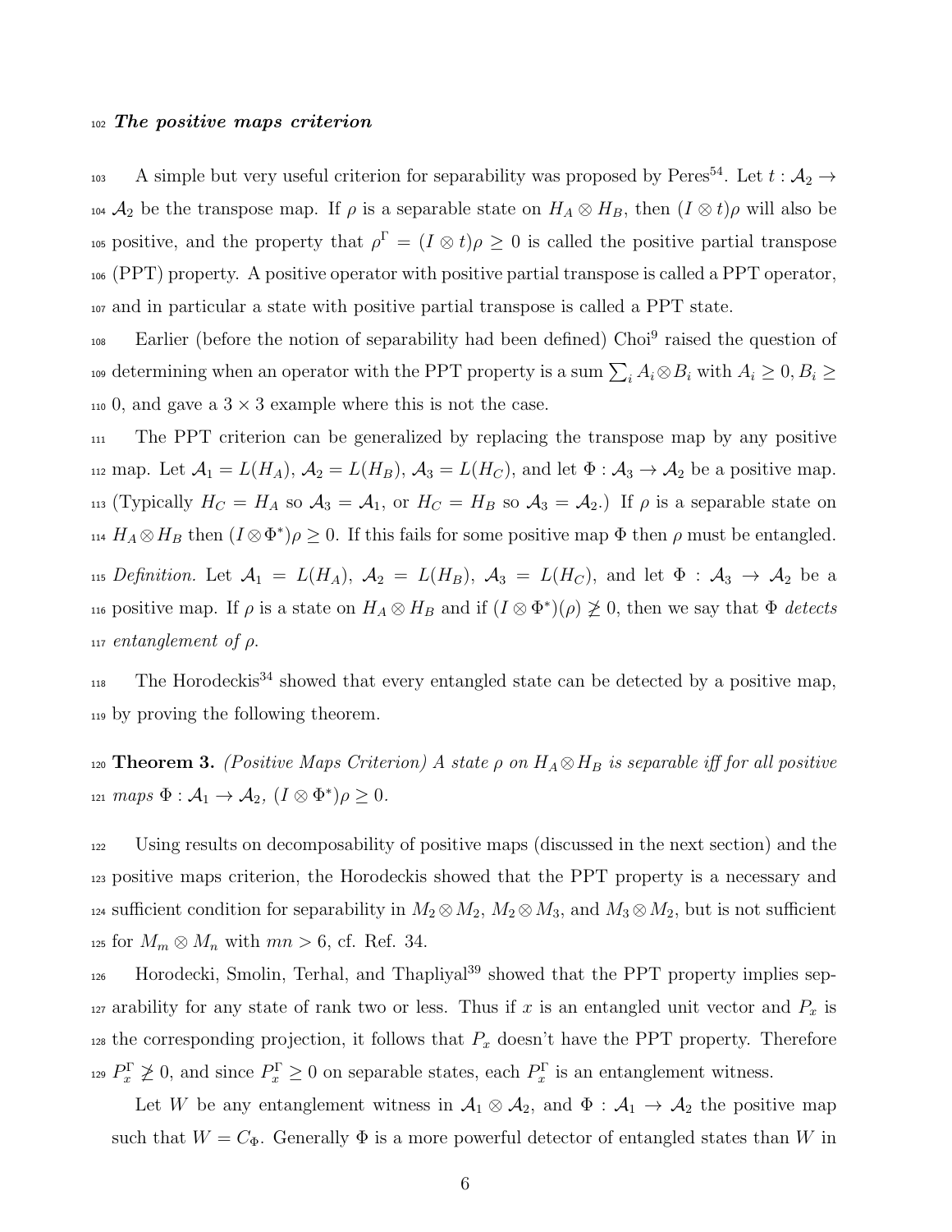***The positive maps criterion***

A simple but very useful criterion for separability was proposed by Peres[54]. Let $t : \mathcal{A}_2 \to \mathcal{A}_2$ be the transpose map. If $\rho$ is a separable state on $H_A \otimes H_B$, then $(I \otimes t)\rho$ will also be positive, and the property that $\rho^\Gamma = (I \otimes t)\rho \geq 0$ is called the positive partial transpose (PPT) property. A positive operator with positive partial transpose is called a PPT operator, and in particular a state with positive partial transpose is called a PPT state.

Earlier (before the notion of separability had been defined) Choi[9] raised the question of determining when an operator with the PPT property is a sum $\sum_i A_i \otimes B_i$ with $A_i \geq 0, B_i \geq 0$, and gave a $3 \times 3$ example where this is not the case.

The PPT criterion can be generalized by replacing the transpose map by any positive map. Let $\mathcal{A}_1 = L(H_A)$, $\mathcal{A}_2 = L(H_B)$, $\mathcal{A}_3 = L(H_C)$, and let $\Phi : \mathcal{A}_3 \to \mathcal{A}_2$ be a positive map. (Typically $H_C = H_A$ so $\mathcal{A}_3 = \mathcal{A}_1$, or $H_C = H_B$ so $\mathcal{A}_3 = \mathcal{A}_2$.) If $\rho$ is a separable state on $H_A \otimes H_B$ then $(I \otimes \Phi^*)\rho \geq 0$. If this fails for some positive map $\Phi$ then $\rho$ must be entangled.

*Definition.* Let $\mathcal{A}_1 = L(H_A)$, $\mathcal{A}_2 = L(H_B)$, $\mathcal{A}_3 = L(H_C)$, and let $\Phi : \mathcal{A}_3 \to \mathcal{A}_2$ be a positive map. If $\rho$ is a state on $H_A \otimes H_B$ and if $(I \otimes \Phi^*)(\rho) \ngeq 0$, then we say that $\Phi$ *detects entanglement of* $\rho$.

The Horodeckis[34] showed that every entangled state can be detected by a positive map, by proving the following theorem.

**Theorem 3.** *(Positive Maps Criterion) A state $\rho$ on $H_A \otimes H_B$ is separable iff for all positive maps $\Phi : \mathcal{A}_1 \to \mathcal{A}_2$, $(I \otimes \Phi^*)\rho \geq 0$.*

Using results on decomposability of positive maps (discussed in the next section) and the positive maps criterion, the Horodeckis showed that the PPT property is a necessary and sufficient condition for separability in $M_2 \otimes M_2$, $M_2 \otimes M_3$, and $M_3 \otimes M_2$, but is not sufficient for $M_m \otimes M_n$ with $mn > 6$, cf. Ref. 34.

Horodecki, Smolin, Terhal, and Thapliyal[39] showed that the PPT property implies separability for any state of rank two or less. Thus if $x$ is an entangled unit vector and $P_x$ is the corresponding projection, it follows that $P_x$ doesn't have the PPT property. Therefore $P_x^\Gamma \ngeq 0$, and since $P_x^\Gamma \geq 0$ on separable states, each $P_x^\Gamma$ is an entanglement witness.

Let $W$ be any entanglement witness in $\mathcal{A}_1 \otimes \mathcal{A}_2$, and $\Phi : \mathcal{A}_1 \to \mathcal{A}_2$ the positive map such that $W = C_\Phi$. Generally $\Phi$ is a more powerful detector of entangled states than $W$ in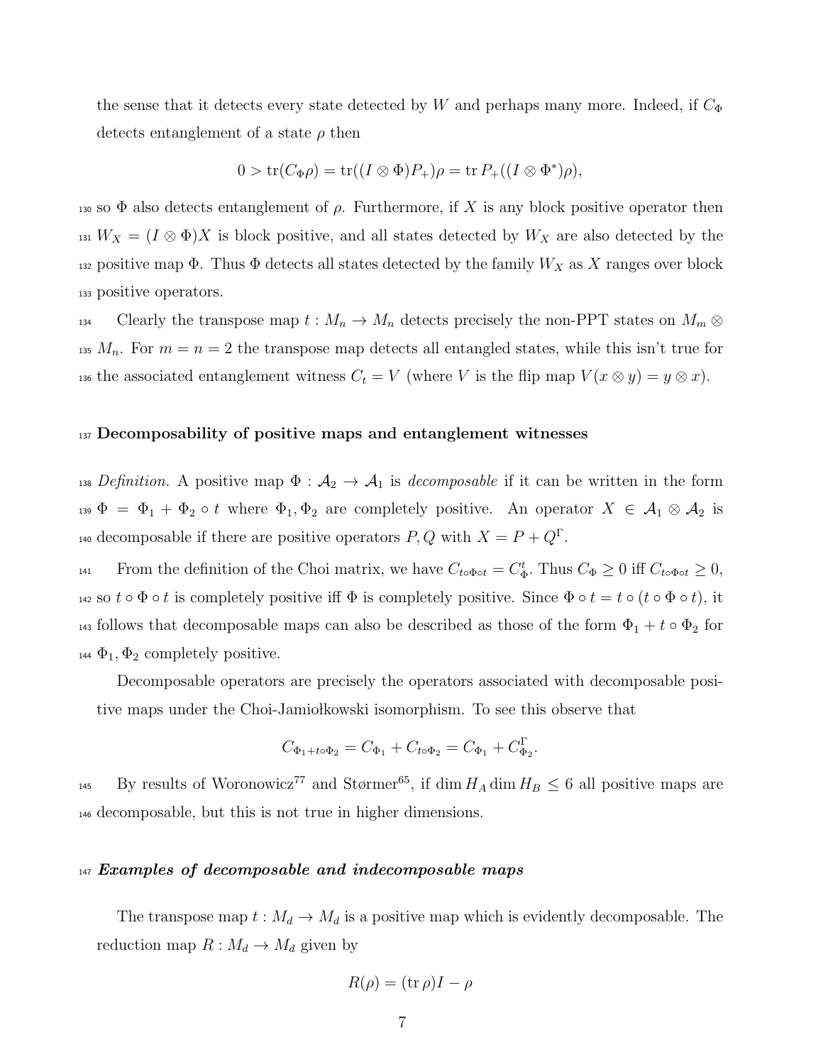the sense that it detects every state detected by $W$ and perhaps many more. Indeed, if $C_\Phi$ detects entanglement of a state $\rho$ then

$$0 > \operatorname{tr}(C_\Phi \rho) = \operatorname{tr}((I \otimes \Phi)P_+)\rho = \operatorname{tr} P_+((I \otimes \Phi^*)\rho),$$

so $\Phi$ also detects entanglement of $\rho$. Furthermore, if $X$ is any block positive operator then $W_X = (I \otimes \Phi)X$ is block positive, and all states detected by $W_X$ are also detected by the positive map $\Phi$. Thus $\Phi$ detects all states detected by the family $W_X$ as $X$ ranges over block positive operators.

Clearly the transpose map $t : M_n \to M_n$ detects precisely the non-PPT states on $M_m \otimes M_n$. For $m = n = 2$ the transpose map detects all entangled states, while this isn't true for the associated entanglement witness $C_t = V$ (where $V$ is the flip map $V(x \otimes y) = y \otimes x$).

## Decomposability of positive maps and entanglement witnesses

*Definition.* A positive map $\Phi : \mathcal{A}_2 \to \mathcal{A}_1$ is *decomposable* if it can be written in the form $\Phi = \Phi_1 + \Phi_2 \circ t$ where $\Phi_1, \Phi_2$ are completely positive. An operator $X \in \mathcal{A}_1 \otimes \mathcal{A}_2$ is decomposable if there are positive operators $P, Q$ with $X = P + Q^\Gamma$.

From the definition of the Choi matrix, we have $C_{t \circ \Phi \circ t} = C_\Phi^t$. Thus $C_\Phi \geq 0$ iff $C_{t \circ \Phi \circ t} \geq 0$, so $t \circ \Phi \circ t$ is completely positive iff $\Phi$ is completely positive. Since $\Phi \circ t = t \circ (t \circ \Phi \circ t)$, it follows that decomposable maps can also be described as those of the form $\Phi_1 + t \circ \Phi_2$ for $\Phi_1, \Phi_2$ completely positive.

Decomposable operators are precisely the operators associated with decomposable positive maps under the Choi-Jamiołkowski isomorphism. To see this observe that

$$C_{\Phi_1 + t \circ \Phi_2} = C_{\Phi_1} + C_{t \circ \Phi_2} = C_{\Phi_1} + C_{\Phi_2}^\Gamma.$$

By results of Woronowicz[77] and Størmer[65], if $\dim H_A \dim H_B \leq 6$ all positive maps are decomposable, but this is not true in higher dimensions.

### *Examples of decomposable and indecomposable maps*

The transpose map $t : M_d \to M_d$ is a positive map which is evidently decomposable. The reduction map $R : M_d \to M_d$ given by

$$R(\rho) = (\operatorname{tr} \rho)I - \rho$$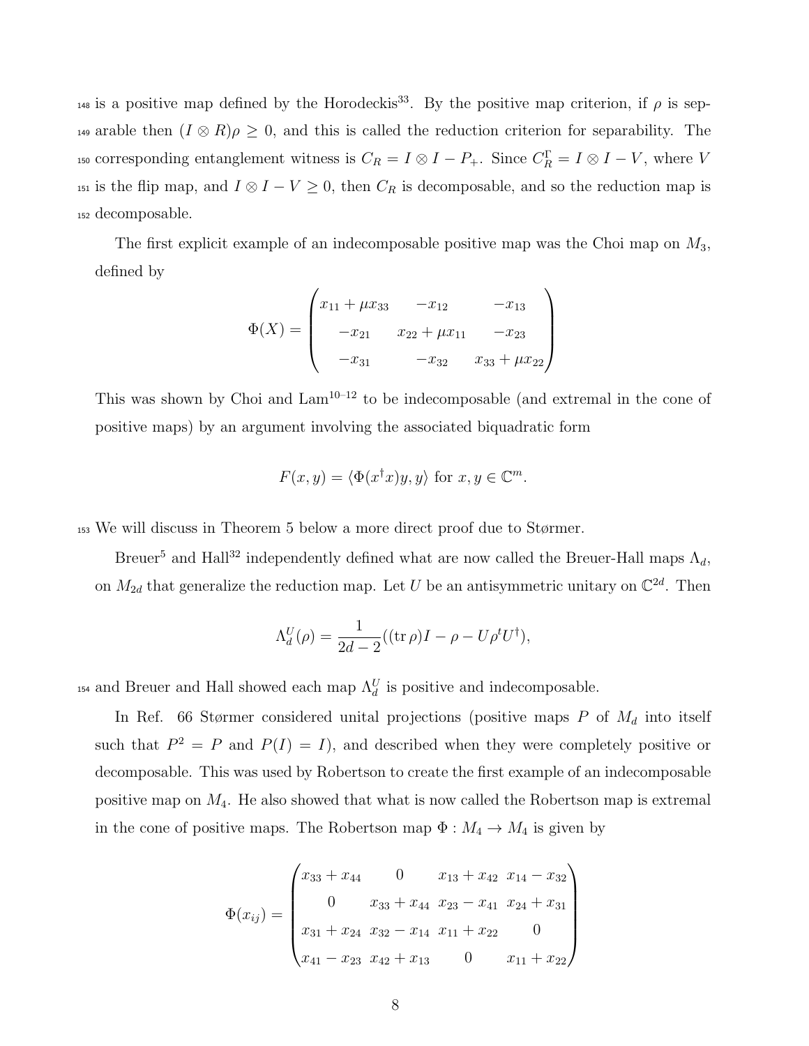is a positive map defined by the Horodeckis[33]. By the positive map criterion, if $\rho$ is separable then $(I \otimes R)\rho \geq 0$, and this is called the reduction criterion for separability. The corresponding entanglement witness is $C_R = I \otimes I - P_+$. Since $C_R^\Gamma = I \otimes I - V$, where $V$ is the flip map, and $I \otimes I - V \geq 0$, then $C_R$ is decomposable, and so the reduction map is decomposable.

The first explicit example of an indecomposable positive map was the Choi map on $M_3$, defined by

$$\Phi(X) = \begin{pmatrix} x_{11} + \mu x_{33} & -x_{12} & -x_{13} \\ -x_{21} & x_{22} + \mu x_{11} & -x_{23} \\ -x_{31} & -x_{32} & x_{33} + \mu x_{22} \end{pmatrix}$$

This was shown by Choi and Lam[10–12] to be indecomposable (and extremal in the cone of positive maps) by an argument involving the associated biquadratic form

$$F(x, y) = \langle \Phi(x^\dagger x)y, y\rangle \text{ for } x, y \in \mathbb{C}^m.$$

We will discuss in Theorem 5 below a more direct proof due to Størmer.

Breuer[5] and Hall[32] independently defined what are now called the Breuer-Hall maps $\Lambda_d$, on $M_{2d}$ that generalize the reduction map. Let $U$ be an antisymmetric unitary on $\mathbb{C}^{2d}$. Then

$$\Lambda_d^U(\rho) = \frac{1}{2d-2}((\operatorname{tr}\rho)I - \rho - U\rho^t U^\dagger),$$

and Breuer and Hall showed each map $\Lambda_d^U$ is positive and indecomposable.

In Ref. 66 Størmer considered unital projections (positive maps $P$ of $M_d$ into itself such that $P^2 = P$ and $P(I) = I$), and described when they were completely positive or decomposable. This was used by Robertson to create the first example of an indecomposable positive map on $M_4$. He also showed that what is now called the Robertson map is extremal in the cone of positive maps. The Robertson map $\Phi : M_4 \to M_4$ is given by

$$\Phi(x_{ij}) = \begin{pmatrix} x_{33} + x_{44} & 0 & x_{13} + x_{42} & x_{14} - x_{32} \\ 0 & x_{33} + x_{44} & x_{23} - x_{41} & x_{24} + x_{31} \\ x_{31} + x_{24} & x_{32} - x_{14} & x_{11} + x_{22} & 0 \\ x_{41} - x_{23} & x_{42} + x_{13} & 0 & x_{11} + x_{22} \end{pmatrix}$$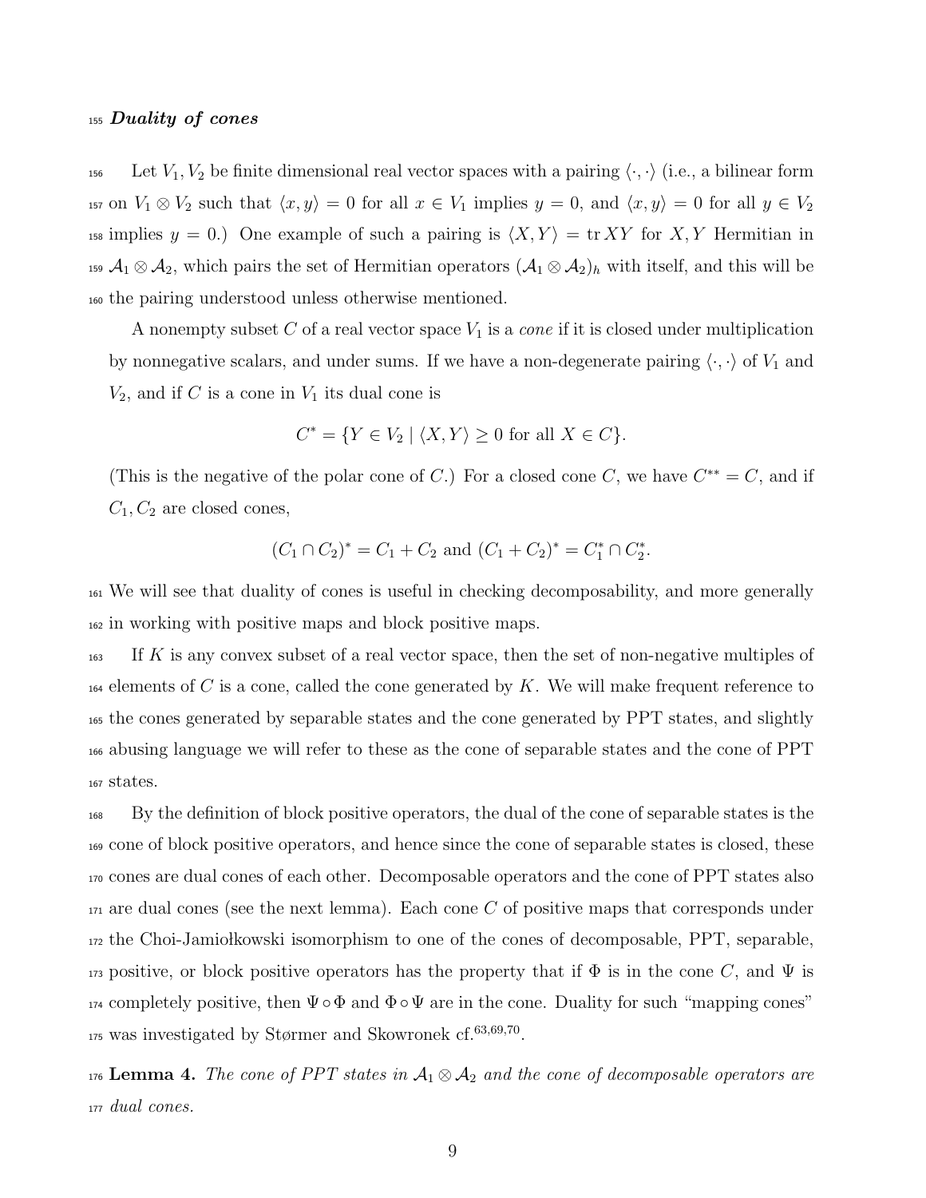***Duality of cones***

Let $V_1, V_2$ be finite dimensional real vector spaces with a pairing $\langle \cdot, \cdot \rangle$ (i.e., a bilinear form on $V_1 \otimes V_2$ such that $\langle x, y \rangle = 0$ for all $x \in V_1$ implies $y = 0$, and $\langle x, y \rangle = 0$ for all $y \in V_2$ implies $y = 0$.) One example of such a pairing is $\langle X, Y \rangle = \operatorname{tr} XY$ for $X, Y$ Hermitian in $\mathcal{A}_1 \otimes \mathcal{A}_2$, which pairs the set of Hermitian operators $(\mathcal{A}_1 \otimes \mathcal{A}_2)_h$ with itself, and this will be the pairing understood unless otherwise mentioned.

A nonempty subset $C$ of a real vector space $V_1$ is a *cone* if it is closed under multiplication by nonnegative scalars, and under sums. If we have a non-degenerate pairing $\langle \cdot, \cdot \rangle$ of $V_1$ and $V_2$, and if $C$ is a cone in $V_1$ its dual cone is

$$C^* = \{Y \in V_2 \mid \langle X, Y \rangle \geq 0 \text{ for all } X \in C\}.$$

(This is the negative of the polar cone of $C$.) For a closed cone $C$, we have $C^{**} = C$, and if $C_1, C_2$ are closed cones,

$$(C_1 \cap C_2)^* = C_1 + C_2 \text{ and } (C_1 + C_2)^* = C_1^* \cap C_2^*.$$

We will see that duality of cones is useful in checking decomposability, and more generally in working with positive maps and block positive maps.

If $K$ is any convex subset of a real vector space, then the set of non-negative multiples of elements of $C$ is a cone, called the cone generated by $K$. We will make frequent reference to the cones generated by separable states and the cone generated by PPT states, and slightly abusing language we will refer to these as the cone of separable states and the cone of PPT states.

By the definition of block positive operators, the dual of the cone of separable states is the cone of block positive operators, and hence since the cone of separable states is closed, these cones are dual cones of each other. Decomposable operators and the cone of PPT states also are dual cones (see the next lemma). Each cone $C$ of positive maps that corresponds under the Choi-Jamiołkowski isomorphism to one of the cones of decomposable, PPT, separable, positive, or block positive operators has the property that if $\Phi$ is in the cone $C$, and $\Psi$ is completely positive, then $\Psi \circ \Phi$ and $\Phi \circ \Psi$ are in the cone. Duality for such "mapping cones" was investigated by Størmer and Skowronek cf.[63,69,70].

**Lemma 4.** *The cone of PPT states in $\mathcal{A}_1 \otimes \mathcal{A}_2$ and the cone of decomposable operators are dual cones.*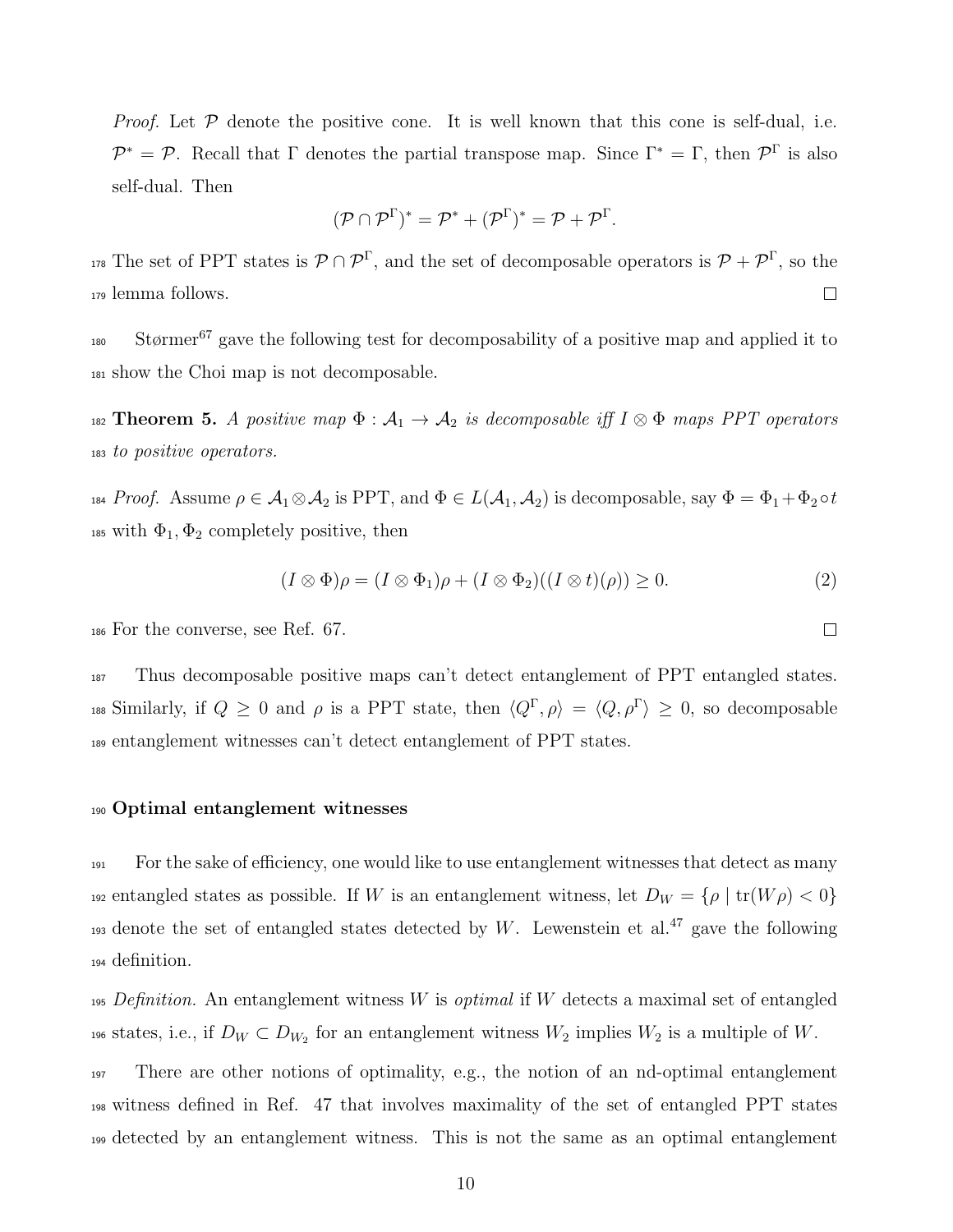*Proof.* Let $\mathcal{P}$ denote the positive cone. It is well known that this cone is self-dual, i.e. $\mathcal{P}^* = \mathcal{P}$. Recall that $\Gamma$ denotes the partial transpose map. Since $\Gamma^* = \Gamma$, then $\mathcal{P}^\Gamma$ is also self-dual. Then

$$(\mathcal{P} \cap \mathcal{P}^\Gamma)^* = \mathcal{P}^* + (\mathcal{P}^\Gamma)^* = \mathcal{P} + \mathcal{P}^\Gamma.$$

The set of PPT states is $\mathcal{P} \cap \mathcal{P}^\Gamma$, and the set of decomposable operators is $\mathcal{P} + \mathcal{P}^\Gamma$, so the lemma follows. ☐

Størmer[67] gave the following test for decomposability of a positive map and applied it to show the Choi map is not decomposable.

**Theorem 5.** *A positive map $\Phi : \mathcal{A}_1 \to \mathcal{A}_2$ is decomposable iff $I \otimes \Phi$ maps PPT operators to positive operators.*

*Proof.* Assume $\rho \in \mathcal{A}_1 \otimes \mathcal{A}_2$ is PPT, and $\Phi \in L(\mathcal{A}_1, \mathcal{A}_2)$ is decomposable, say $\Phi = \Phi_1 + \Phi_2 \circ t$ with $\Phi_1, \Phi_2$ completely positive, then

$$(I \otimes \Phi)\rho = (I \otimes \Phi_1)\rho + (I \otimes \Phi_2)((I \otimes t)(\rho)) \geq 0. \tag{2}$$

For the converse, see Ref. 67. ☐

Thus decomposable positive maps can't detect entanglement of PPT entangled states. Similarly, if $Q \geq 0$ and $\rho$ is a PPT state, then $\langle Q^\Gamma, \rho \rangle = \langle Q, \rho^\Gamma \rangle \geq 0$, so decomposable entanglement witnesses can't detect entanglement of PPT states.

## Optimal entanglement witnesses

For the sake of efficiency, one would like to use entanglement witnesses that detect as many entangled states as possible. If $W$ is an entanglement witness, let $D_W = \{\rho \mid \mathrm{tr}(W\rho) < 0\}$ denote the set of entangled states detected by $W$. Lewenstein et al.[47] gave the following definition.

*Definition.* An entanglement witness $W$ is *optimal* if $W$ detects a maximal set of entangled states, i.e., if $D_W \subset D_{W_2}$ for an entanglement witness $W_2$ implies $W_2$ is a multiple of $W$.

There are other notions of optimality, e.g., the notion of an nd-optimal entanglement witness defined in Ref. 47 that involves maximality of the set of entangled PPT states detected by an entanglement witness. This is not the same as an optimal entanglement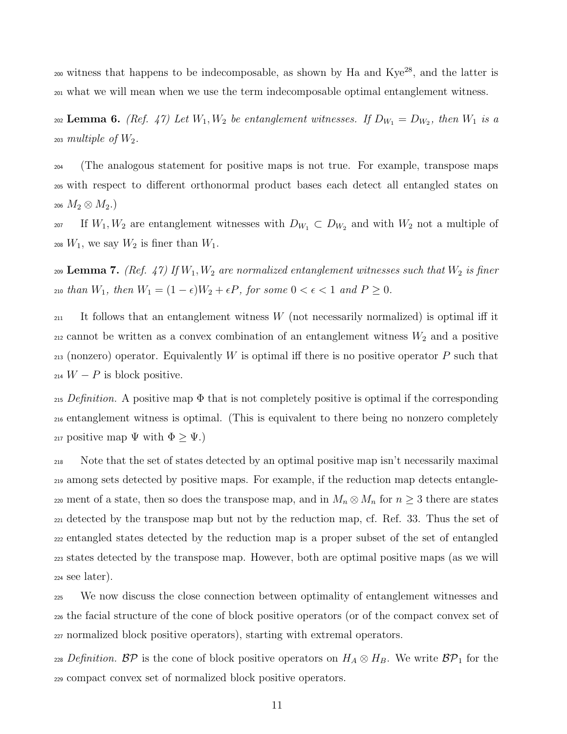witness that happens to be indecomposable, as shown by Ha and Kye[28], and the latter is what we will mean when we use the term indecomposable optimal entanglement witness.

**Lemma 6.** *(Ref. 47) Let $W_1, W_2$ be entanglement witnesses. If $D_{W_1} = D_{W_2}$, then $W_1$ is a multiple of $W_2$.*

(The analogous statement for positive maps is not true. For example, transpose maps with respect to different orthonormal product bases each detect all entangled states on $M_2 \otimes M_2$.)

If $W_1, W_2$ are entanglement witnesses with $D_{W_1} \subset D_{W_2}$ and with $W_2$ not a multiple of $W_1$, we say $W_2$ is finer than $W_1$.

**Lemma 7.** *(Ref. 47) If $W_1, W_2$ are normalized entanglement witnesses such that $W_2$ is finer than $W_1$, then $W_1 = (1-\epsilon)W_2 + \epsilon P$, for some $0 < \epsilon < 1$ and $P \geq 0$.*

It follows that an entanglement witness $W$ (not necessarily normalized) is optimal iff it cannot be written as a convex combination of an entanglement witness $W_2$ and a positive (nonzero) operator. Equivalently $W$ is optimal iff there is no positive operator $P$ such that $W - P$ is block positive.

*Definition.* A positive map $\Phi$ that is not completely positive is optimal if the corresponding entanglement witness is optimal. (This is equivalent to there being no nonzero completely positive map $\Psi$ with $\Phi \geq \Psi$.)

Note that the set of states detected by an optimal positive map isn't necessarily maximal among sets detected by positive maps. For example, if the reduction map detects entanglement of a state, then so does the transpose map, and in $M_n \otimes M_n$ for $n \geq 3$ there are states detected by the transpose map but not by the reduction map, cf. Ref. 33. Thus the set of entangled states detected by the reduction map is a proper subset of the set of entangled states detected by the transpose map. However, both are optimal positive maps (as we will see later).

We now discuss the close connection between optimality of entanglement witnesses and the facial structure of the cone of block positive operators (or of the compact convex set of normalized block positive operators), starting with extremal operators.

*Definition.* $\mathcal{BP}$ is the cone of block positive operators on $H_A \otimes H_B$. We write $\mathcal{BP}_1$ for the compact convex set of normalized block positive operators.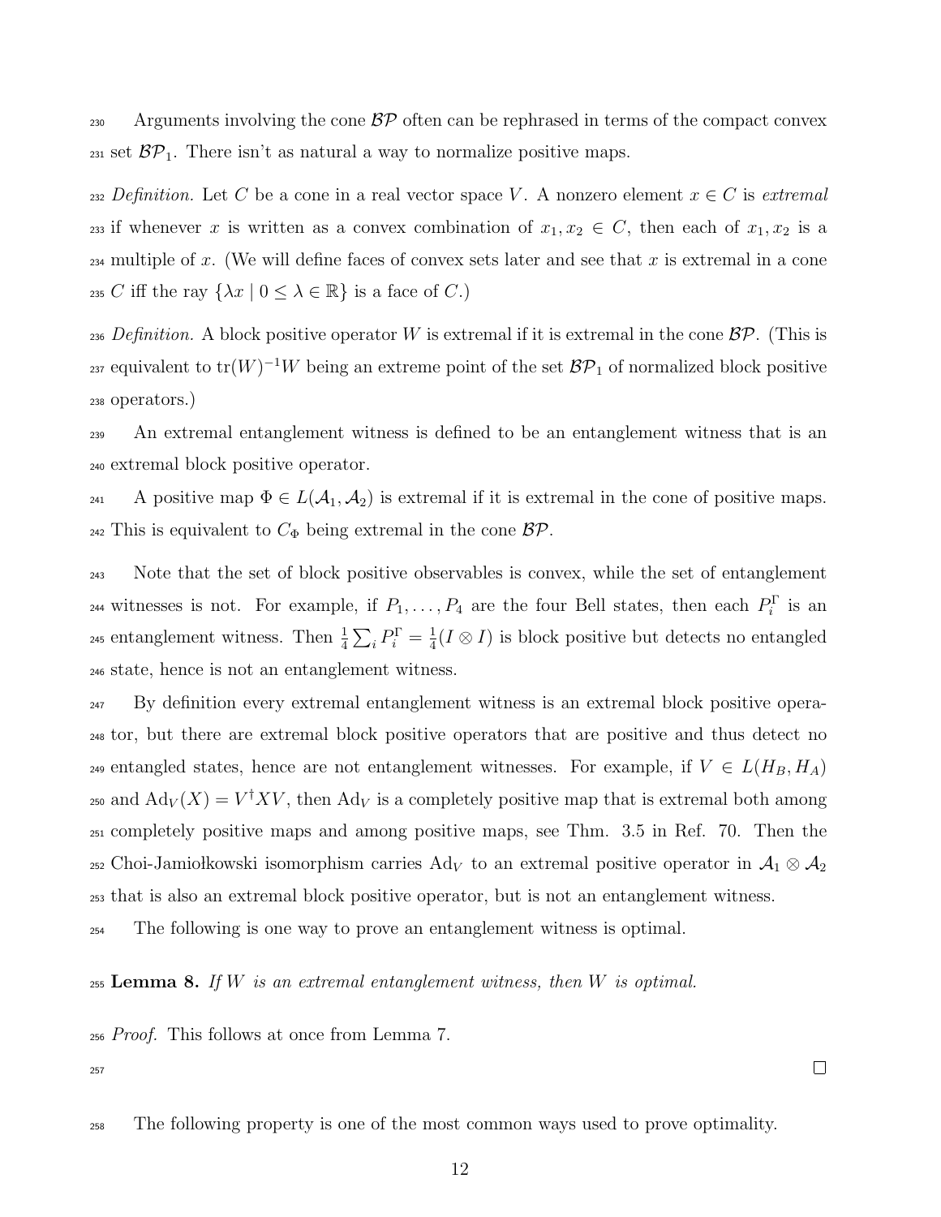Arguments involving the cone $\mathcal{BP}$ often can be rephrased in terms of the compact convex set $\mathcal{BP}_1$. There isn't as natural a way to normalize positive maps.

*Definition.* Let $C$ be a cone in a real vector space $V$. A nonzero element $x \in C$ is *extremal* if whenever $x$ is written as a convex combination of $x_1, x_2 \in C$, then each of $x_1, x_2$ is a multiple of $x$. (We will define faces of convex sets later and see that $x$ is extremal in a cone $C$ iff the ray $\{\lambda x \mid 0 \leq \lambda \in \mathbb{R}\}$ is a face of $C$.)

*Definition.* A block positive operator $W$ is extremal if it is extremal in the cone $\mathcal{BP}$. (This is equivalent to $\mathrm{tr}(W)^{-1}W$ being an extreme point of the set $\mathcal{BP}_1$ of normalized block positive operators.)

An extremal entanglement witness is defined to be an entanglement witness that is an extremal block positive operator.

A positive map $\Phi \in L(\mathcal{A}_1, \mathcal{A}_2)$ is extremal if it is extremal in the cone of positive maps. This is equivalent to $C_\Phi$ being extremal in the cone $\mathcal{BP}$.

Note that the set of block positive observables is convex, while the set of entanglement witnesses is not. For example, if $P_1, \ldots, P_4$ are the four Bell states, then each $P_i^\Gamma$ is an entanglement witness. Then $\frac{1}{4}\sum_i P_i^\Gamma = \frac{1}{4}(I \otimes I)$ is block positive but detects no entangled state, hence is not an entanglement witness.

By definition every extremal entanglement witness is an extremal block positive operator, but there are extremal block positive operators that are positive and thus detect no entangled states, hence are not entanglement witnesses. For example, if $V \in L(H_B, H_A)$ and $\mathrm{Ad}_V(X) = V^\dagger X V$, then $\mathrm{Ad}_V$ is a completely positive map that is extremal both among completely positive maps and among positive maps, see Thm. 3.5 in Ref. 70. Then the Choi-Jamiołkowski isomorphism carries $\mathrm{Ad}_V$ to an extremal positive operator in $\mathcal{A}_1 \otimes \mathcal{A}_2$ that is also an extremal block positive operator, but is not an entanglement witness.

The following is one way to prove an entanglement witness is optimal.

**Lemma 8.** *If $W$ is an extremal entanglement witness, then $W$ is optimal.*

*Proof.* This follows at once from Lemma 7. □

The following property is one of the most common ways used to prove optimality.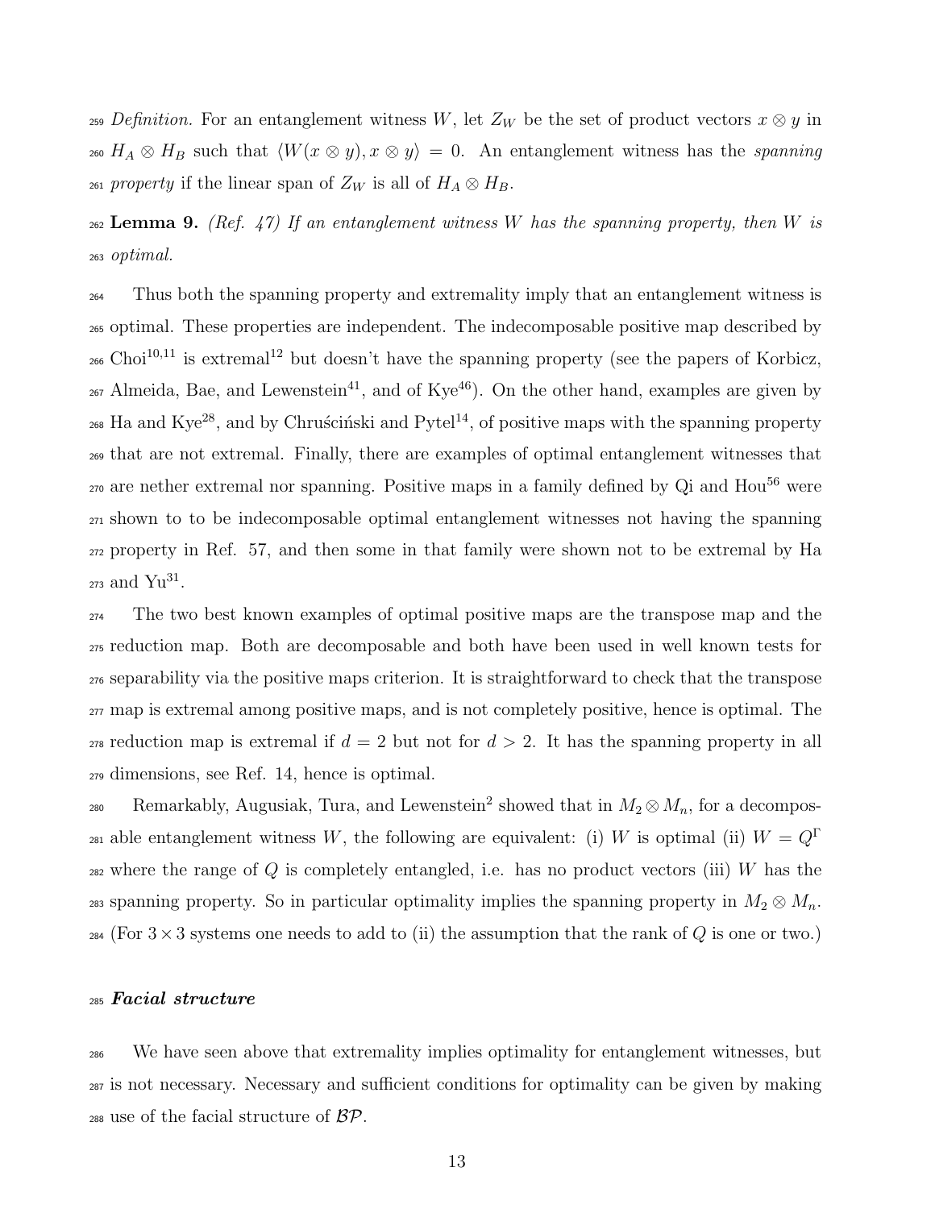*Definition.* For an entanglement witness $W$, let $Z_W$ be the set of product vectors $x \otimes y$ in $H_A \otimes H_B$ such that $\langle W(x \otimes y), x \otimes y\rangle = 0$. An entanglement witness has the *spanning property* if the linear span of $Z_W$ is all of $H_A \otimes H_B$.

**Lemma 9.** *(Ref. 47) If an entanglement witness $W$ has the spanning property, then $W$ is optimal.*

Thus both the spanning property and extremality imply that an entanglement witness is optimal. These properties are independent. The indecomposable positive map described by Choi[10,11] is extremal[12] but doesn't have the spanning property (see the papers of Korbicz, Almeida, Bae, and Lewenstein[41], and of Kye[46]). On the other hand, examples are given by Ha and Kye[28], and by Chruściński and Pytel[14], of positive maps with the spanning property that are not extremal. Finally, there are examples of optimal entanglement witnesses that are nether extremal nor spanning. Positive maps in a family defined by Qi and Hou[56] were shown to to be indecomposable optimal entanglement witnesses not having the spanning property in Ref. 57, and then some in that family were shown not to be extremal by Ha and Yu[31].

The two best known examples of optimal positive maps are the transpose map and the reduction map. Both are decomposable and both have been used in well known tests for separability via the positive maps criterion. It is straightforward to check that the transpose map is extremal among positive maps, and is not completely positive, hence is optimal. The reduction map is extremal if $d = 2$ but not for $d > 2$. It has the spanning property in all dimensions, see Ref. 14, hence is optimal.

Remarkably, Augusiak, Tura, and Lewenstein[2] showed that in $M_2 \otimes M_n$, for a decomposable entanglement witness $W$, the following are equivalent: (i) $W$ is optimal (ii) $W = Q^\Gamma$ where the range of $Q$ is completely entangled, i.e. has no product vectors (iii) $W$ has the spanning property. So in particular optimality implies the spanning property in $M_2 \otimes M_n$. (For $3 \times 3$ systems one needs to add to (ii) the assumption that the rank of $Q$ is one or two.)

### *Facial structure*

We have seen above that extremality implies optimality for entanglement witnesses, but is not necessary. Necessary and sufficient conditions for optimality can be given by making use of the facial structure of $\mathcal{BP}$.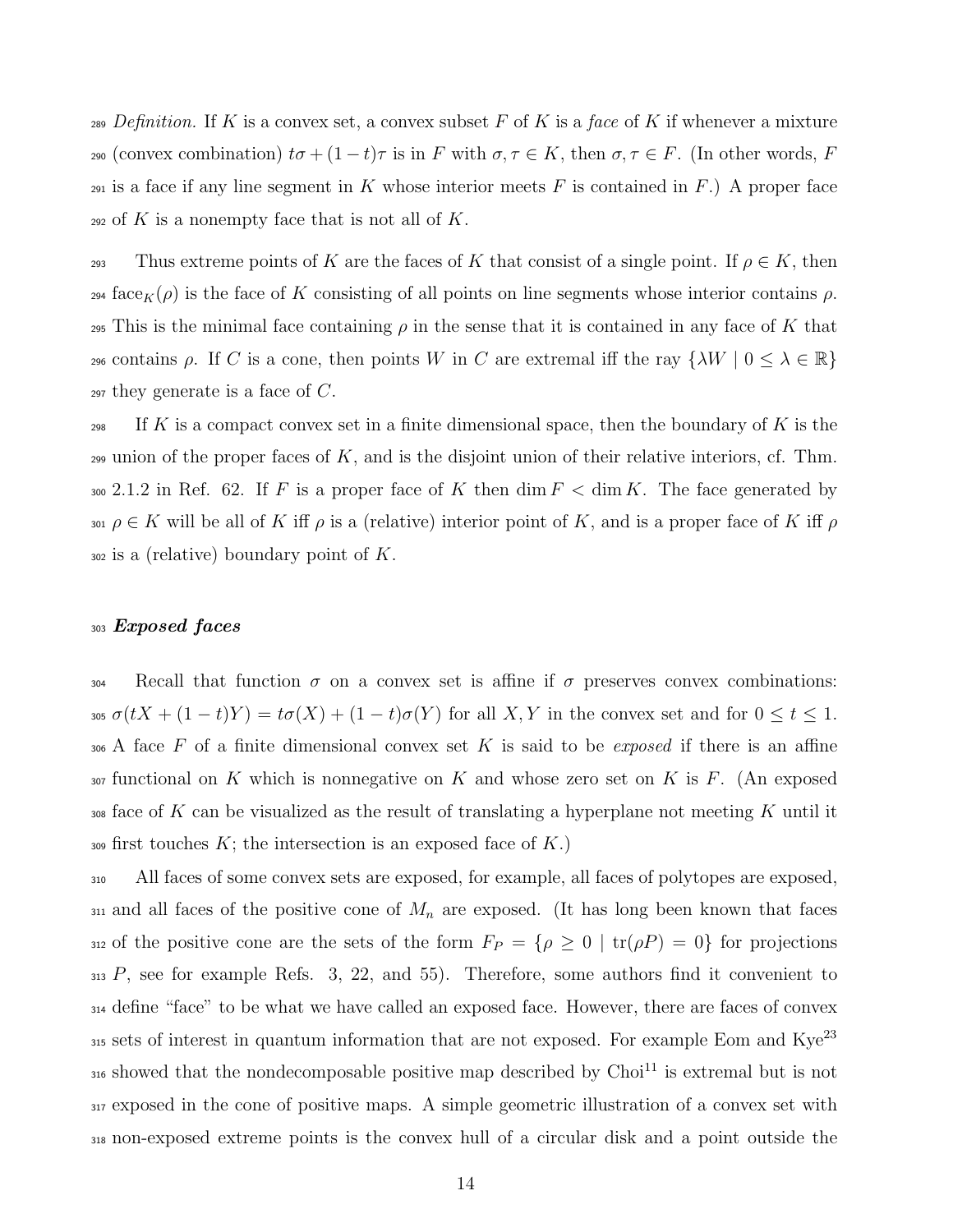*Definition.* If $K$ is a convex set, a convex subset $F$ of $K$ is a *face* of $K$ if whenever a mixture (convex combination) $t\sigma + (1-t)\tau$ is in $F$ with $\sigma, \tau \in K$, then $\sigma, \tau \in F$. (In other words, $F$ is a face if any line segment in $K$ whose interior meets $F$ is contained in $F$.) A proper face of $K$ is a nonempty face that is not all of $K$.

Thus extreme points of $K$ are the faces of $K$ that consist of a single point. If $\rho \in K$, then $\mathrm{face}_K(\rho)$ is the face of $K$ consisting of all points on line segments whose interior contains $\rho$. This is the minimal face containing $\rho$ in the sense that it is contained in any face of $K$ that contains $\rho$. If $C$ is a cone, then points $W$ in $C$ are extremal iff the ray $\{\lambda W \mid 0 \leq \lambda \in \mathbb{R}\}$ they generate is a face of $C$.

If $K$ is a compact convex set in a finite dimensional space, then the boundary of $K$ is the union of the proper faces of $K$, and is the disjoint union of their relative interiors, cf. Thm. 2.1.2 in Ref. 62. If $F$ is a proper face of $K$ then $\dim F < \dim K$. The face generated by $\rho \in K$ will be all of $K$ iff $\rho$ is a (relative) interior point of $K$, and is a proper face of $K$ iff $\rho$ is a (relative) boundary point of $K$.

### *Exposed faces*

Recall that function $\sigma$ on a convex set is affine if $\sigma$ preserves convex combinations: $\sigma(tX + (1-t)Y) = t\sigma(X) + (1-t)\sigma(Y)$ for all $X, Y$ in the convex set and for $0 \leq t \leq 1$. A face $F$ of a finite dimensional convex set $K$ is said to be *exposed* if there is an affine functional on $K$ which is nonnegative on $K$ and whose zero set on $K$ is $F$. (An exposed face of $K$ can be visualized as the result of translating a hyperplane not meeting $K$ until it first touches $K$; the intersection is an exposed face of $K$.)

All faces of some convex sets are exposed, for example, all faces of polytopes are exposed, and all faces of the positive cone of $M_n$ are exposed. (It has long been known that faces of the positive cone are the sets of the form $F_P = \{\rho \geq 0 \mid \mathrm{tr}(\rho P) = 0\}$ for projections $P$, see for example Refs. 3, 22, and 55). Therefore, some authors find it convenient to define "face" to be what we have called an exposed face. However, there are faces of convex sets of interest in quantum information that are not exposed. For example Eom and Kye[23] showed that the nondecomposable positive map described by Choi[11] is extremal but is not exposed in the cone of positive maps. A simple geometric illustration of a convex set with non-exposed extreme points is the convex hull of a circular disk and a point outside the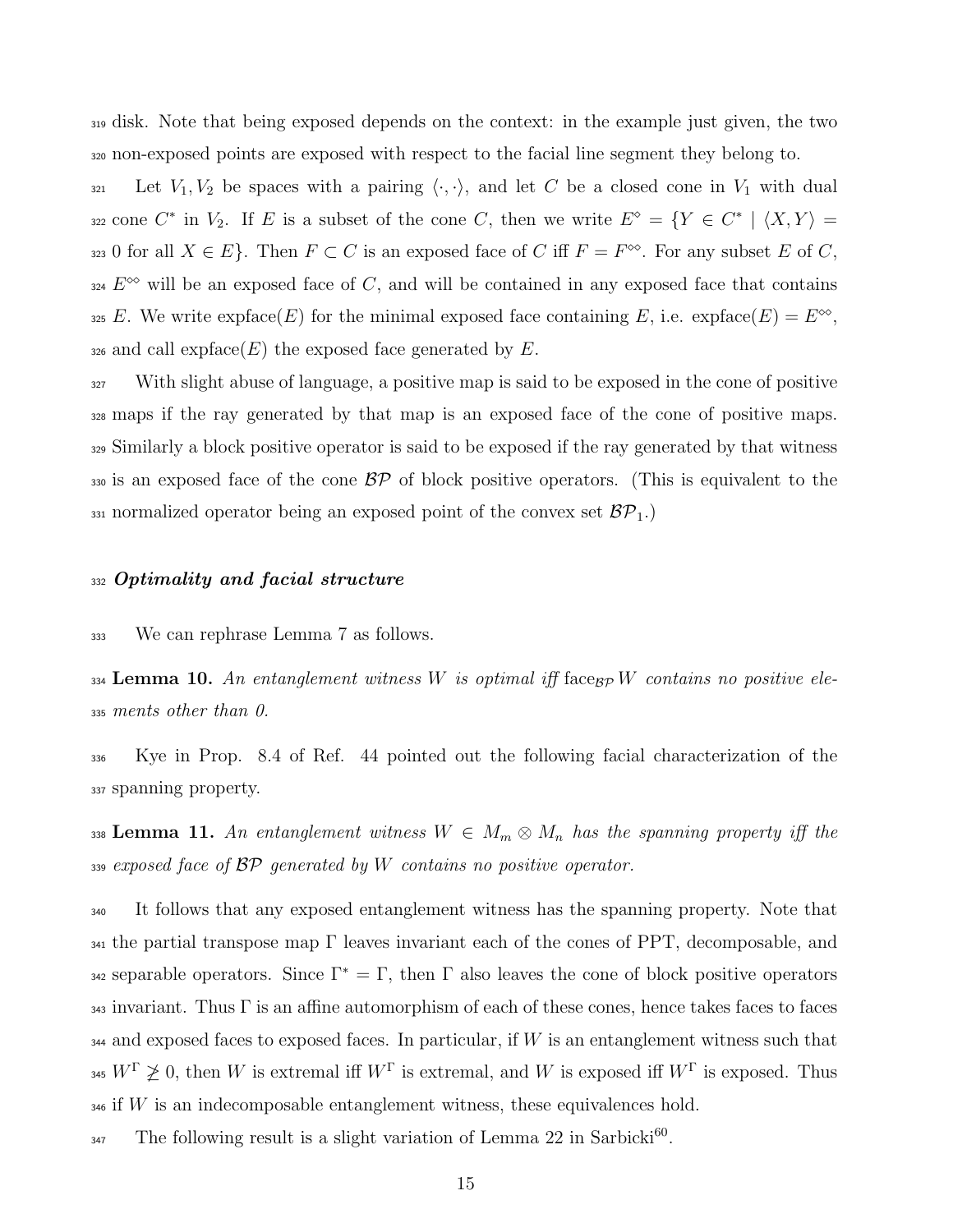disk. Note that being exposed depends on the context: in the example just given, the two non-exposed points are exposed with respect to the facial line segment they belong to.

Let $V_1, V_2$ be spaces with a pairing $\langle \cdot, \cdot \rangle$, and let $C$ be a closed cone in $V_1$ with dual cone $C^*$ in $V_2$. If $E$ is a subset of the cone $C$, then we write $E^\diamond = \{Y \in C^* \mid \langle X, Y \rangle = 0 \text{ for all } X \in E\}$. Then $F \subset C$ is an exposed face of $C$ iff $F = F^{\diamond\diamond}$. For any subset $E$ of $C$, $E^{\diamond\diamond}$ will be an exposed face of $C$, and will be contained in any exposed face that contains $E$. We write $\mathrm{expface}(E)$ for the minimal exposed face containing $E$, i.e. $\mathrm{expface}(E) = E^{\diamond\diamond}$, and call $\mathrm{expface}(E)$ the exposed face generated by $E$.

With slight abuse of language, a positive map is said to be exposed in the cone of positive maps if the ray generated by that map is an exposed face of the cone of positive maps. Similarly a block positive operator is said to be exposed if the ray generated by that witness is an exposed face of the cone $\mathcal{BP}$ of block positive operators. (This is equivalent to the normalized operator being an exposed point of the convex set $\mathcal{BP}_1$.)

### *Optimality and facial structure*

We can rephrase Lemma 7 as follows.

**Lemma 10.** *An entanglement witness $W$ is optimal iff $\mathrm{face}_{\mathcal{BP}} W$ contains no positive elements other than 0.*

Kye in Prop. 8.4 of Ref. 44 pointed out the following facial characterization of the spanning property.

**Lemma 11.** *An entanglement witness $W \in M_m \otimes M_n$ has the spanning property iff the exposed face of $\mathcal{BP}$ generated by $W$ contains no positive operator.*

It follows that any exposed entanglement witness has the spanning property. Note that the partial transpose map $\Gamma$ leaves invariant each of the cones of PPT, decomposable, and separable operators. Since $\Gamma^* = \Gamma$, then $\Gamma$ also leaves the cone of block positive operators invariant. Thus $\Gamma$ is an affine automorphism of each of these cones, hence takes faces to faces and exposed faces to exposed faces. In particular, if $W$ is an entanglement witness such that $W^\Gamma \not\geq 0$, then $W$ is extremal iff $W^\Gamma$ is extremal, and $W$ is exposed iff $W^\Gamma$ is exposed. Thus if $W$ is an indecomposable entanglement witness, these equivalences hold.

The following result is a slight variation of Lemma 22 in Sarbicki[60].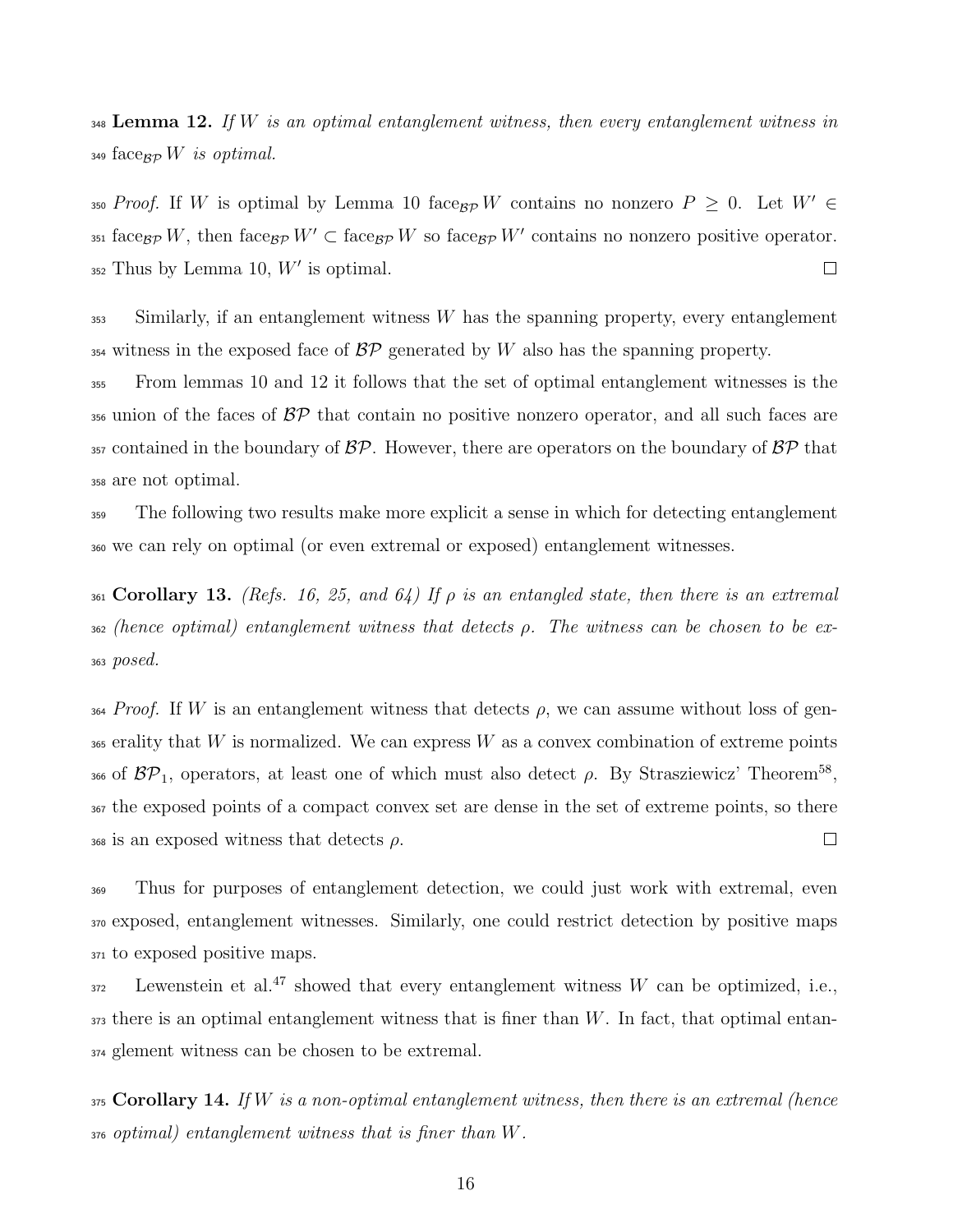**Lemma 12.** *If $W$ is an optimal entanglement witness, then every entanglement witness in* $\text{face}_{\mathcal{BP}} W$ *is optimal.*

*Proof.* If $W$ is optimal by Lemma 10 $\text{face}_{\mathcal{BP}} W$ contains no nonzero $P \geq 0$. Let $W' \in \text{face}_{\mathcal{BP}} W$, then $\text{face}_{\mathcal{BP}} W' \subset \text{face}_{\mathcal{BP}} W$ so $\text{face}_{\mathcal{BP}} W'$ contains no nonzero positive operator. Thus by Lemma 10, $W'$ is optimal. $\square$

Similarly, if an entanglement witness $W$ has the spanning property, every entanglement witness in the exposed face of $\mathcal{BP}$ generated by $W$ also has the spanning property.

From lemmas 10 and 12 it follows that the set of optimal entanglement witnesses is the union of the faces of $\mathcal{BP}$ that contain no positive nonzero operator, and all such faces are contained in the boundary of $\mathcal{BP}$. However, there are operators on the boundary of $\mathcal{BP}$ that are not optimal.

The following two results make more explicit a sense in which for detecting entanglement we can rely on optimal (or even extremal or exposed) entanglement witnesses.

**Corollary 13.** *(Refs. 16, 25, and 64) If $\rho$ is an entangled state, then there is an extremal (hence optimal) entanglement witness that detects $\rho$. The witness can be chosen to be exposed.*

*Proof.* If $W$ is an entanglement witness that detects $\rho$, we can assume without loss of generality that $W$ is normalized. We can express $W$ as a convex combination of extreme points of $\mathcal{BP}_1$, operators, at least one of which must also detect $\rho$. By Strasziewicz' Theorem[58], the exposed points of a compact convex set are dense in the set of extreme points, so there is an exposed witness that detects $\rho$. $\square$

Thus for purposes of entanglement detection, we could just work with extremal, even exposed, entanglement witnesses. Similarly, one could restrict detection by positive maps to exposed positive maps.

Lewenstein et al.[47] showed that every entanglement witness $W$ can be optimized, i.e., there is an optimal entanglement witness that is finer than $W$. In fact, that optimal entanglement witness can be chosen to be extremal.

**Corollary 14.** *If $W$ is a non-optimal entanglement witness, then there is an extremal (hence optimal) entanglement witness that is finer than $W$.*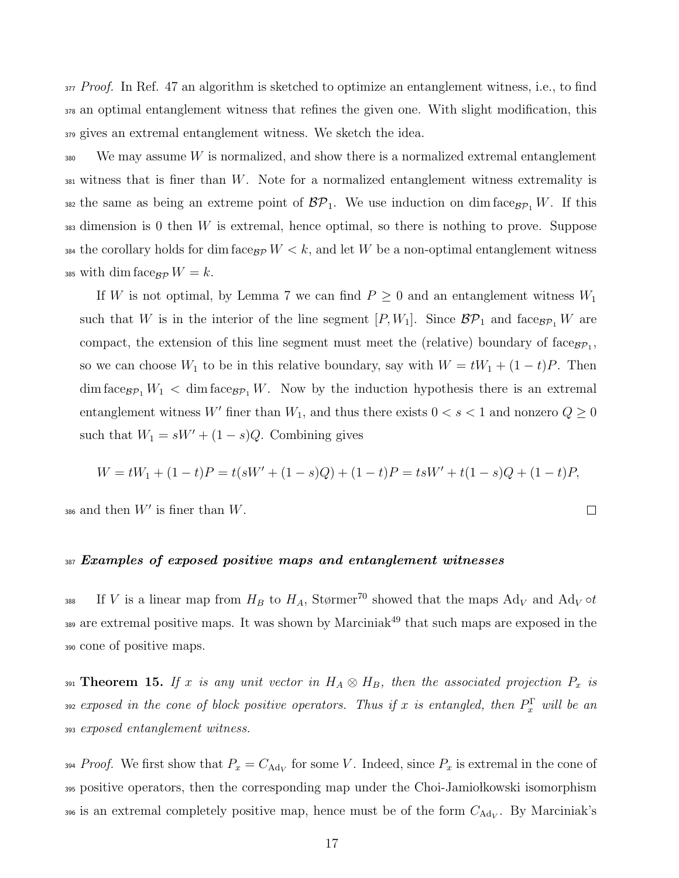*Proof.* In Ref. 47 an algorithm is sketched to optimize an entanglement witness, i.e., to find an optimal entanglement witness that refines the given one. With slight modification, this gives an extremal entanglement witness. We sketch the idea.

We may assume $W$ is normalized, and show there is a normalized extremal entanglement witness that is finer than $W$. Note for a normalized entanglement witness extremality is the same as being an extreme point of $\mathcal{BP}_1$. We use induction on $\dim \operatorname{face}_{\mathcal{BP}_1} W$. If this dimension is 0 then $W$ is extremal, hence optimal, so there is nothing to prove. Suppose the corollary holds for $\dim \operatorname{face}_{\mathcal{BP}} W < k$, and let $W$ be a non-optimal entanglement witness with $\dim \operatorname{face}_{\mathcal{BP}} W = k$.

If $W$ is not optimal, by Lemma 7 we can find $P \geq 0$ and an entanglement witness $W_1$ such that $W$ is in the interior of the line segment $[P, W_1]$. Since $\mathcal{BP}_1$ and $\operatorname{face}_{\mathcal{BP}_1} W$ are compact, the extension of this line segment must meet the (relative) boundary of $\operatorname{face}_{\mathcal{BP}_1}$, so we can choose $W_1$ to be in this relative boundary, say with $W = tW_1 + (1-t)P$. Then $\dim \operatorname{face}_{\mathcal{BP}_1} W_1 < \dim \operatorname{face}_{\mathcal{BP}_1} W$. Now by the induction hypothesis there is an extremal entanglement witness $W'$ finer than $W_1$, and thus there exists $0 < s < 1$ and nonzero $Q \geq 0$ such that $W_1 = sW' + (1-s)Q$. Combining gives

$$W = tW_1 + (1-t)P = t(sW' + (1-s)Q) + (1-t)P = tsW' + t(1-s)Q + (1-t)P,$$

and then $W'$ is finer than $W$. □

### *Examples of exposed positive maps and entanglement witnesses*

If $V$ is a linear map from $H_B$ to $H_A$, Størmer[70] showed that the maps $\mathrm{Ad}_V$ and $\mathrm{Ad}_V \circ t$ are extremal positive maps. It was shown by Marciniak[49] that such maps are exposed in the cone of positive maps.

**Theorem 15.** *If $x$ is any unit vector in $H_A \otimes H_B$, then the associated projection $P_x$ is exposed in the cone of block positive operators. Thus if $x$ is entangled, then $P_x^\Gamma$ will be an exposed entanglement witness.*

*Proof.* We first show that $P_x = C_{\mathrm{Ad}_V}$ for some $V$. Indeed, since $P_x$ is extremal in the cone of positive operators, then the corresponding map under the Choi-Jamiołkowski isomorphism is an extremal completely positive map, hence must be of the form $C_{\mathrm{Ad}_V}$. By Marciniak's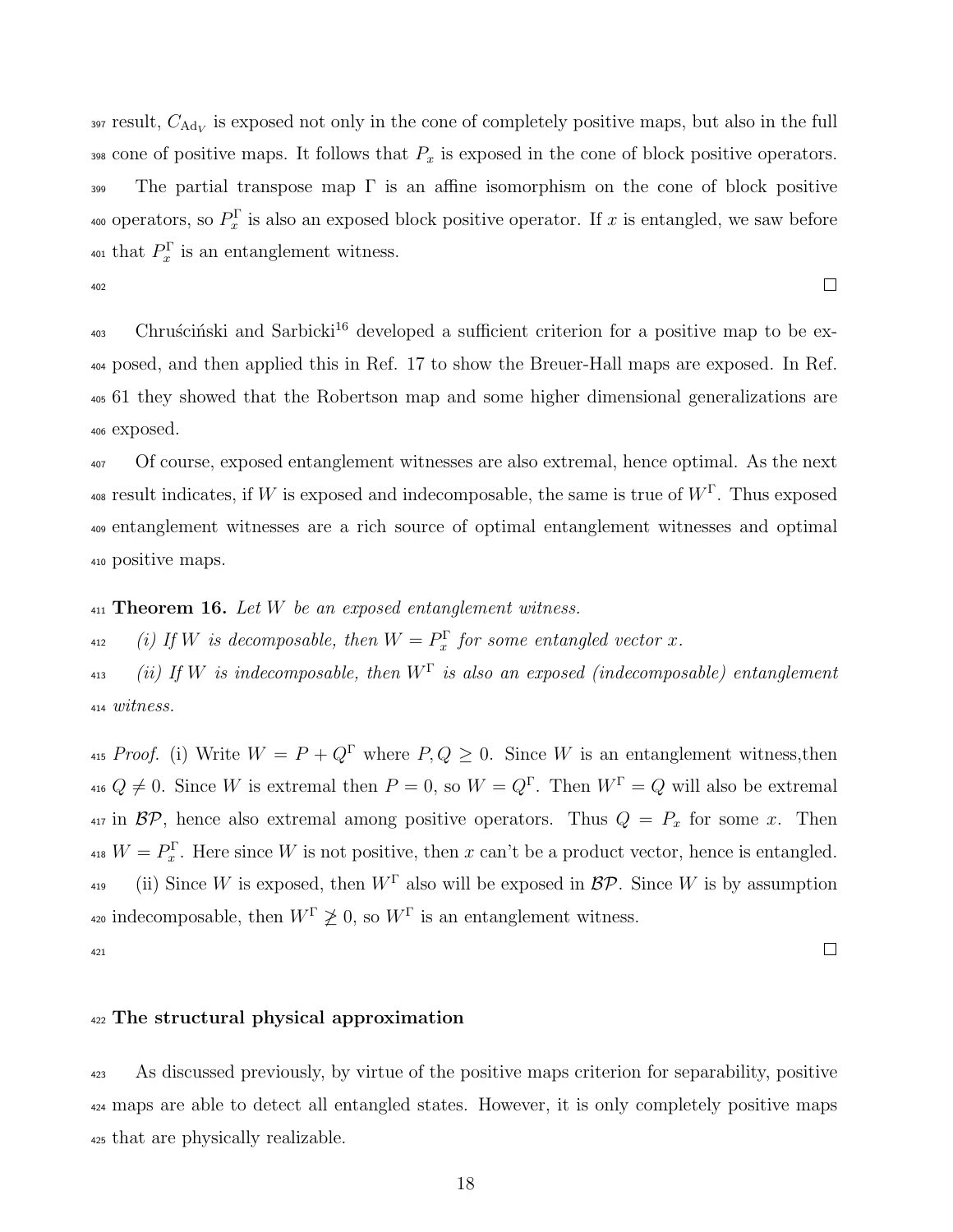result, $C_{\mathrm{Ad}_V}$ is exposed not only in the cone of completely positive maps, but also in the full cone of positive maps. It follows that $P_x$ is exposed in the cone of block positive operators.

The partial transpose map $\Gamma$ is an affine isomorphism on the cone of block positive operators, so $P_x^\Gamma$ is also an exposed block positive operator. If $x$ is entangled, we saw before that $P_x^\Gamma$ is an entanglement witness.

□

Chruściński and Sarbicki[16] developed a sufficient criterion for a positive map to be exposed, and then applied this in Ref. 17 to show the Breuer-Hall maps are exposed. In Ref. 61 they showed that the Robertson map and some higher dimensional generalizations are exposed.

Of course, exposed entanglement witnesses are also extremal, hence optimal. As the next result indicates, if $W$ is exposed and indecomposable, the same is true of $W^\Gamma$. Thus exposed entanglement witnesses are a rich source of optimal entanglement witnesses and optimal positive maps.

**Theorem 16.** *Let $W$ be an exposed entanglement witness.*

*(i) If $W$ is decomposable, then $W = P_x^\Gamma$ for some entangled vector $x$.*

*(ii) If $W$ is indecomposable, then $W^\Gamma$ is also an exposed (indecomposable) entanglement witness.*

*Proof.* (i) Write $W = P + Q^\Gamma$ where $P, Q \geq 0$. Since $W$ is an entanglement witness,then $Q \neq 0$. Since $W$ is extremal then $P = 0$, so $W = Q^\Gamma$. Then $W^\Gamma = Q$ will also be extremal in $\mathcal{BP}$, hence also extremal among positive operators. Thus $Q = P_x$ for some $x$. Then $W = P_x^\Gamma$. Here since $W$ is not positive, then $x$ can't be a product vector, hence is entangled.

(ii) Since $W$ is exposed, then $W^\Gamma$ also will be exposed in $\mathcal{BP}$. Since $W$ is by assumption indecomposable, then $W^\Gamma \ngeq 0$, so $W^\Gamma$ is an entanglement witness.

□

## The structural physical approximation

As discussed previously, by virtue of the positive maps criterion for separability, positive maps are able to detect all entangled states. However, it is only completely positive maps that are physically realizable.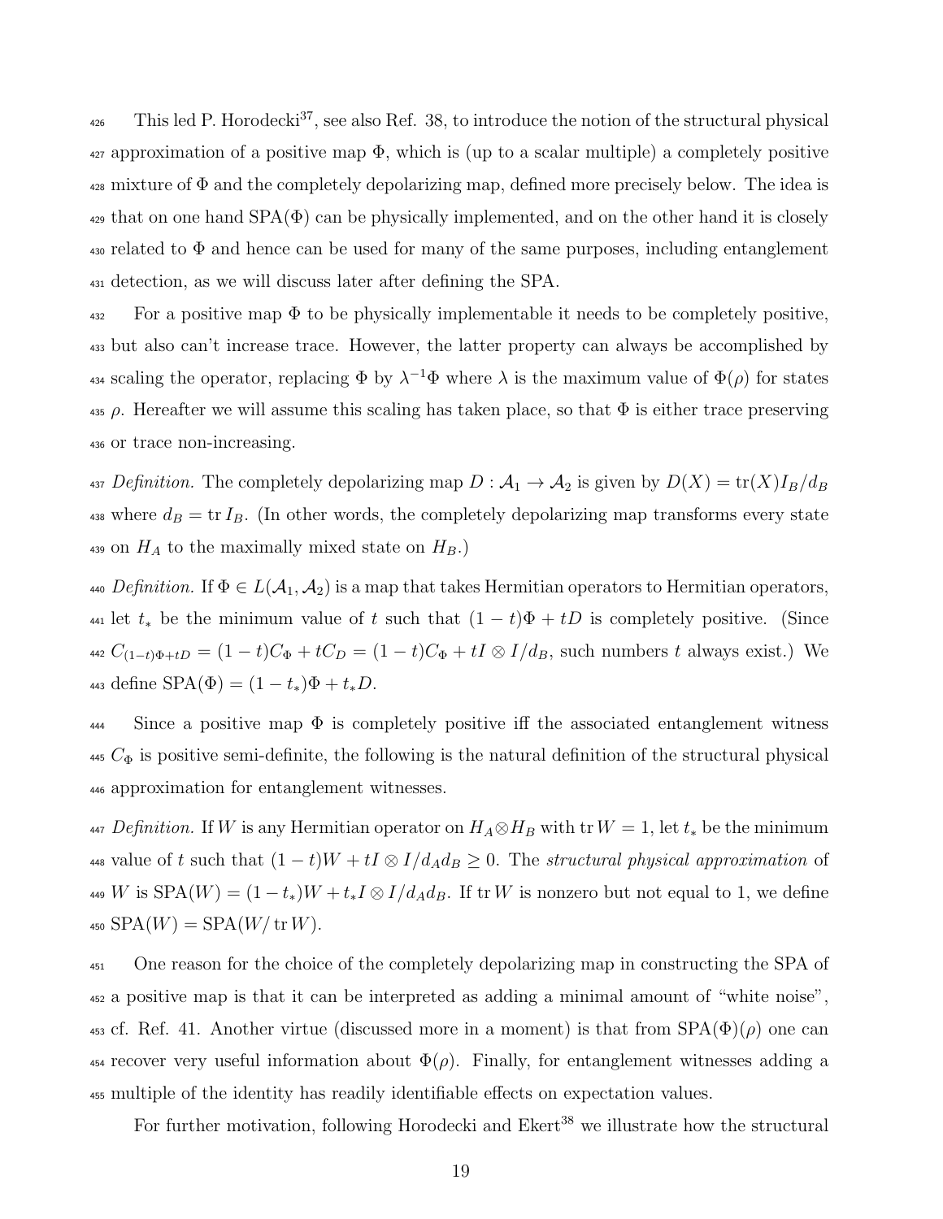This led P. Horodecki[37], see also Ref. 38, to introduce the notion of the structural physical approximation of a positive map $\Phi$, which is (up to a scalar multiple) a completely positive mixture of $\Phi$ and the completely depolarizing map, defined more precisely below. The idea is that on one hand $\mathrm{SPA}(\Phi)$ can be physically implemented, and on the other hand it is closely related to $\Phi$ and hence can be used for many of the same purposes, including entanglement detection, as we will discuss later after defining the SPA.

For a positive map $\Phi$ to be physically implementable it needs to be completely positive, but also can't increase trace. However, the latter property can always be accomplished by scaling the operator, replacing $\Phi$ by $\lambda^{-1}\Phi$ where $\lambda$ is the maximum value of $\Phi(\rho)$ for states $\rho$. Hereafter we will assume this scaling has taken place, so that $\Phi$ is either trace preserving or trace non-increasing.

*Definition.* The completely depolarizing map $D : \mathcal{A}_1 \to \mathcal{A}_2$ is given by $D(X) = \mathrm{tr}(X) I_B/d_B$ where $d_B = \mathrm{tr}\, I_B$. (In other words, the completely depolarizing map transforms every state on $H_A$ to the maximally mixed state on $H_B$.)

*Definition.* If $\Phi \in L(\mathcal{A}_1, \mathcal{A}_2)$ is a map that takes Hermitian operators to Hermitian operators, let $t_*$ be the minimum value of $t$ such that $(1-t)\Phi + tD$ is completely positive. (Since $C_{(1-t)\Phi+tD} = (1-t)C_\Phi + tC_D = (1-t)C_\Phi + tI \otimes I/d_B$, such numbers $t$ always exist.) We define $\mathrm{SPA}(\Phi) = (1-t_*)\Phi + t_* D$.

Since a positive map $\Phi$ is completely positive iff the associated entanglement witness $C_\Phi$ is positive semi-definite, the following is the natural definition of the structural physical approximation for entanglement witnesses.

*Definition.* If $W$ is any Hermitian operator on $H_A \otimes H_B$ with $\mathrm{tr}\, W = 1$, let $t_*$ be the minimum value of $t$ such that $(1-t)W + tI \otimes I/d_A d_B \geq 0$. The *structural physical approximation* of $W$ is $\mathrm{SPA}(W) = (1-t_*)W + t_* I \otimes I/d_A d_B$. If $\mathrm{tr}\, W$ is nonzero but not equal to 1, we define $\mathrm{SPA}(W) = \mathrm{SPA}(W/\,\mathrm{tr}\, W)$.

One reason for the choice of the completely depolarizing map in constructing the SPA of a positive map is that it can be interpreted as adding a minimal amount of "white noise", cf. Ref. 41. Another virtue (discussed more in a moment) is that from $\mathrm{SPA}(\Phi)(\rho)$ one can recover very useful information about $\Phi(\rho)$. Finally, for entanglement witnesses adding a multiple of the identity has readily identifiable effects on expectation values.

For further motivation, following Horodecki and Ekert[38] we illustrate how the structural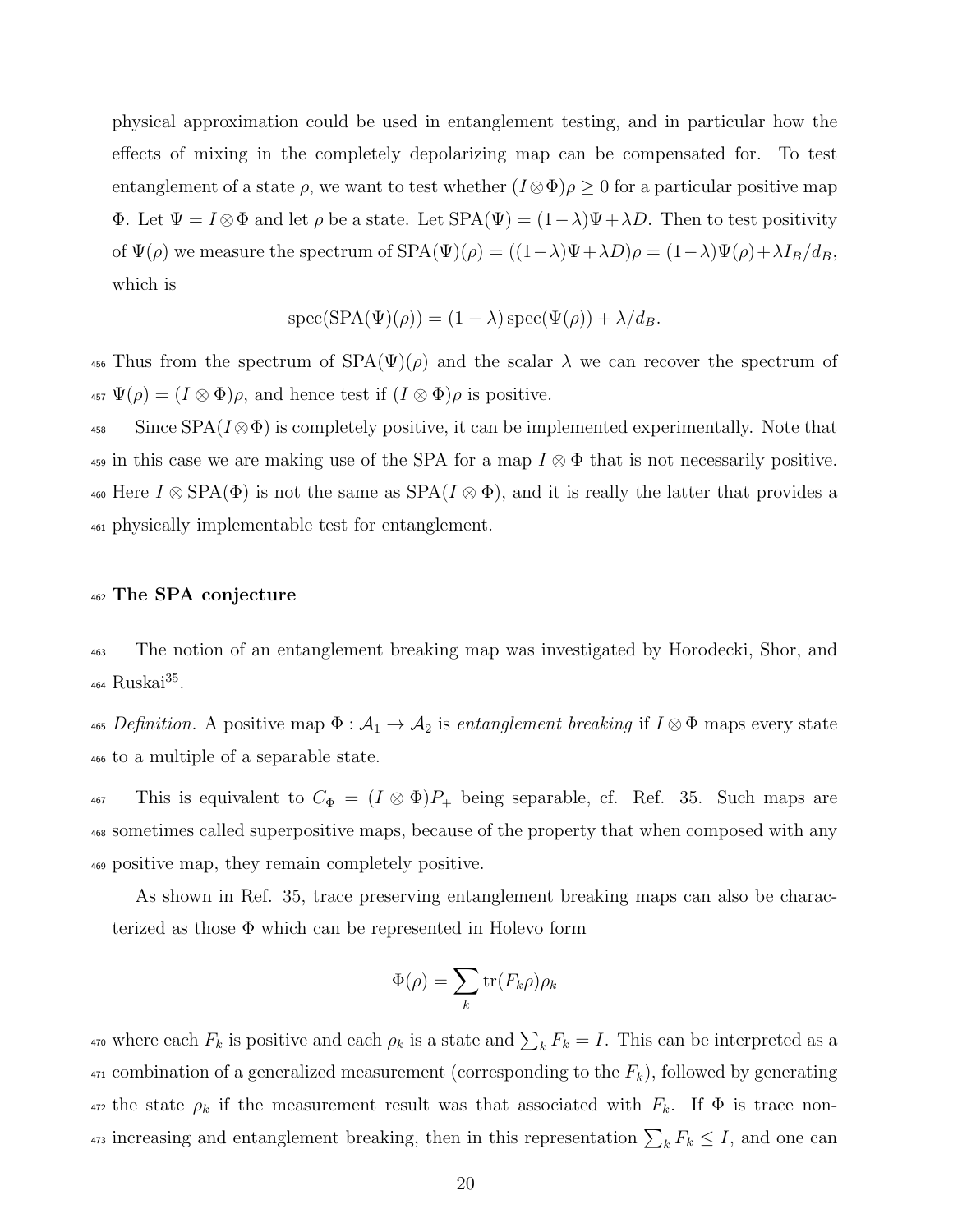physical approximation could be used in entanglement testing, and in particular how the effects of mixing in the completely depolarizing map can be compensated for. To test entanglement of a state $\rho$, we want to test whether $(I \otimes \Phi)\rho \geq 0$ for a particular positive map $\Phi$. Let $\Psi = I \otimes \Phi$ and let $\rho$ be a state. Let $\mathrm{SPA}(\Psi) = (1-\lambda)\Psi + \lambda D$. Then to test positivity of $\Psi(\rho)$ we measure the spectrum of $\mathrm{SPA}(\Psi)(\rho) = ((1-\lambda)\Psi + \lambda D)\rho = (1-\lambda)\Psi(\rho) + \lambda I_B/d_B$, which is

$$\mathrm{spec}(\mathrm{SPA}(\Psi)(\rho)) = (1-\lambda)\,\mathrm{spec}(\Psi(\rho)) + \lambda/d_B.$$

Thus from the spectrum of $\mathrm{SPA}(\Psi)(\rho)$ and the scalar $\lambda$ we can recover the spectrum of $\Psi(\rho) = (I \otimes \Phi)\rho$, and hence test if $(I \otimes \Phi)\rho$ is positive.

Since $\mathrm{SPA}(I \otimes \Phi)$ is completely positive, it can be implemented experimentally. Note that in this case we are making use of the SPA for a map $I \otimes \Phi$ that is not necessarily positive. Here $I \otimes \mathrm{SPA}(\Phi)$ is not the same as $\mathrm{SPA}(I \otimes \Phi)$, and it is really the latter that provides a physically implementable test for entanglement.

**The SPA conjecture**

The notion of an entanglement breaking map was investigated by Horodecki, Shor, and Ruskai[35].

*Definition.* A positive map $\Phi : \mathcal{A}_1 \to \mathcal{A}_2$ is *entanglement breaking* if $I \otimes \Phi$ maps every state to a multiple of a separable state.

This is equivalent to $C_\Phi = (I \otimes \Phi)P_+$ being separable, cf. Ref. 35. Such maps are sometimes called superpositive maps, because of the property that when composed with any positive map, they remain completely positive.

As shown in Ref. 35, trace preserving entanglement breaking maps can also be characterized as those $\Phi$ which can be represented in Holevo form

$$\Phi(\rho) = \sum_k \mathrm{tr}(F_k \rho)\rho_k$$

where each $F_k$ is positive and each $\rho_k$ is a state and $\sum_k F_k = I$. This can be interpreted as a combination of a generalized measurement (corresponding to the $F_k$), followed by generating the state $\rho_k$ if the measurement result was that associated with $F_k$. If $\Phi$ is trace non-increasing and entanglement breaking, then in this representation $\sum_k F_k \leq I$, and one can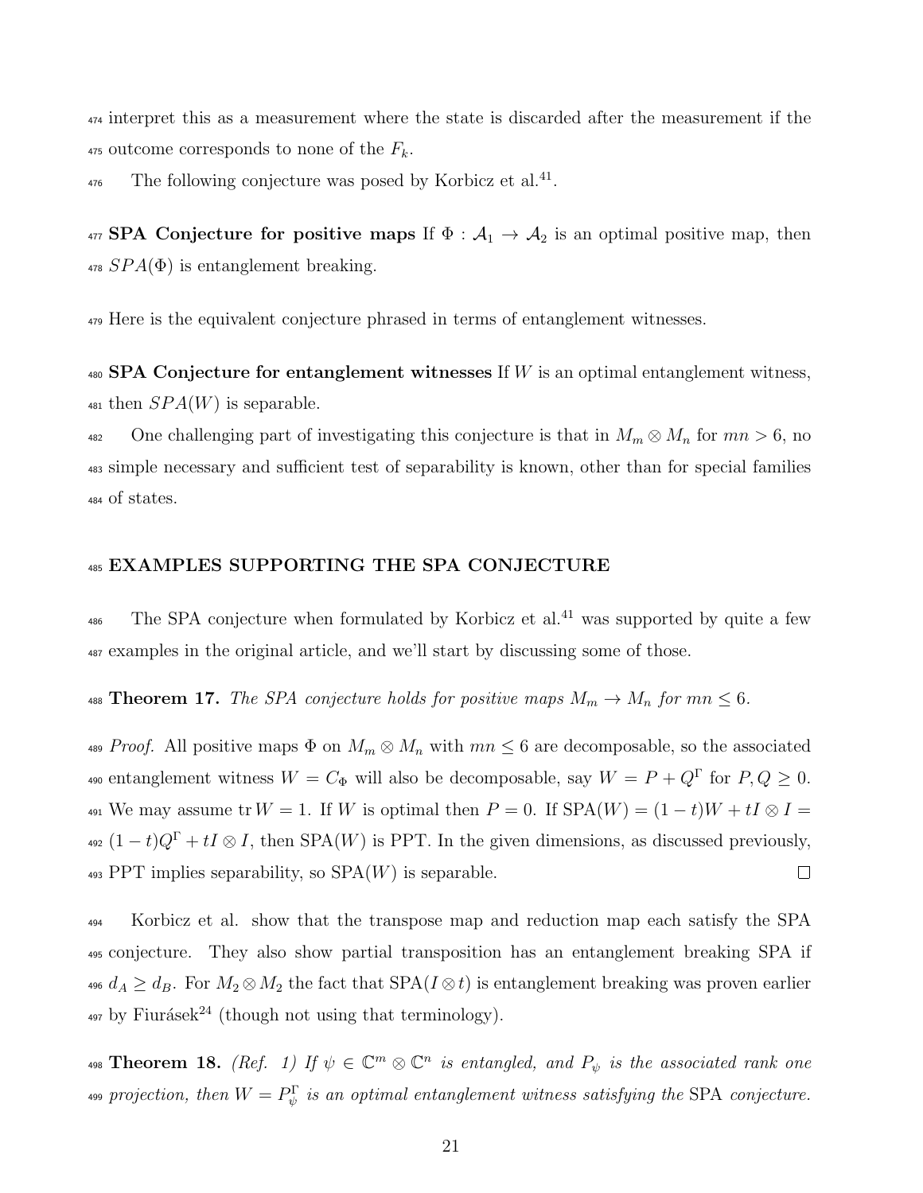interpret this as a measurement where the state is discarded after the measurement if the outcome corresponds to none of the $F_k$.

The following conjecture was posed by Korbicz et al.[41].

**SPA Conjecture for positive maps** If $\Phi : \mathcal{A}_1 \to \mathcal{A}_2$ is an optimal positive map, then $SPA(\Phi)$ is entanglement breaking.

Here is the equivalent conjecture phrased in terms of entanglement witnesses.

**SPA Conjecture for entanglement witnesses** If $W$ is an optimal entanglement witness, then $SPA(W)$ is separable.

One challenging part of investigating this conjecture is that in $M_m \otimes M_n$ for $mn > 6$, no simple necessary and sufficient test of separability is known, other than for special families of states.

## EXAMPLES SUPPORTING THE SPA CONJECTURE

The SPA conjecture when formulated by Korbicz et al.[41] was supported by quite a few examples in the original article, and we'll start by discussing some of those.

**Theorem 17.** *The SPA conjecture holds for positive maps $M_m \to M_n$ for $mn \leq 6$.*

*Proof.* All positive maps $\Phi$ on $M_m \otimes M_n$ with $mn \leq 6$ are decomposable, so the associated entanglement witness $W = C_\Phi$ will also be decomposable, say $W = P + Q^\Gamma$ for $P, Q \geq 0$. We may assume $\operatorname{tr} W = 1$. If $W$ is optimal then $P = 0$. If $\mathrm{SPA}(W) = (1-t)W + tI \otimes I = (1-t)Q^\Gamma + tI \otimes I$, then $\mathrm{SPA}(W)$ is PPT. In the given dimensions, as discussed previously, PPT implies separability, so $\mathrm{SPA}(W)$ is separable. $\square$

Korbicz et al. show that the transpose map and reduction map each satisfy the SPA conjecture. They also show partial transposition has an entanglement breaking SPA if $d_A \geq d_B$. For $M_2 \otimes M_2$ the fact that $\mathrm{SPA}(I \otimes t)$ is entanglement breaking was proven earlier by Fiurásek[24] (though not using that terminology).

**Theorem 18.** *(Ref. 1) If $\psi \in \mathbb{C}^m \otimes \mathbb{C}^n$ is entangled, and $P_\psi$ is the associated rank one projection, then $W = P_\psi^\Gamma$ is an optimal entanglement witness satisfying the* SPA *conjecture.*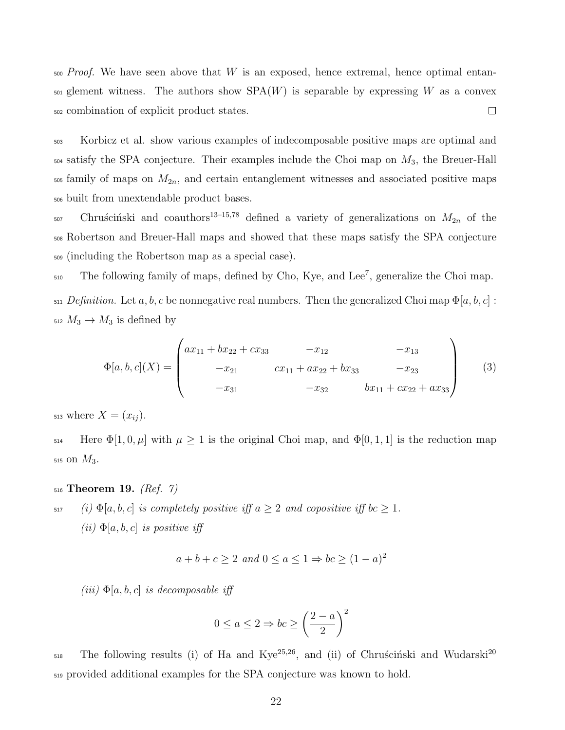*Proof.* We have seen above that $W$ is an exposed, hence extremal, hence optimal entanglement witness. The authors show $\mathrm{SPA}(W)$ is separable by expressing $W$ as a convex combination of explicit product states. □

Korbicz et al. show various examples of indecomposable positive maps are optimal and satisfy the SPA conjecture. Their examples include the Choi map on $M_3$, the Breuer-Hall family of maps on $M_{2n}$, and certain entanglement witnesses and associated positive maps built from unextendable product bases.

Chruściński and coauthors[13–15,78] defined a variety of generalizations on $M_{2n}$ of the Robertson and Breuer-Hall maps and showed that these maps satisfy the SPA conjecture (including the Robertson map as a special case).

The following family of maps, defined by Cho, Kye, and Lee[7], generalize the Choi map.

*Definition.* Let $a, b, c$ be nonnegative real numbers. Then the generalized Choi map $\Phi[a, b, c] : M_3 \to M_3$ is defined by

$$\Phi[a,b,c](X) = \begin{pmatrix} ax_{11} + bx_{22} + cx_{33} & -x_{12} & -x_{13} \\ -x_{21} & cx_{11} + ax_{22} + bx_{33} & -x_{23} \\ -x_{31} & -x_{32} & bx_{11} + cx_{22} + ax_{33} \end{pmatrix} \tag{3}$$

where $X = (x_{ij})$.

Here $\Phi[1, 0, \mu]$ with $\mu \geq 1$ is the original Choi map, and $\Phi[0, 1, 1]$ is the reduction map on $M_3$.

**Theorem 19.** *(Ref. 7)*

*(i) $\Phi[a, b, c]$ is completely positive iff $a \geq 2$ and copositive iff $bc \geq 1$.*

*(ii) $\Phi[a, b, c]$ is positive iff*

$$a + b + c \geq 2 \text{ and } 0 \leq a \leq 1 \Rightarrow bc \geq (1 - a)^2$$

*(iii) $\Phi[a, b, c]$ is decomposable iff*

$$0 \leq a \leq 2 \Rightarrow bc \geq \left(\frac{2 - a}{2}\right)^2$$

The following results (i) of Ha and Kye[25,26], and (ii) of Chruściński and Wudarski[20] provided additional examples for the SPA conjecture was known to hold.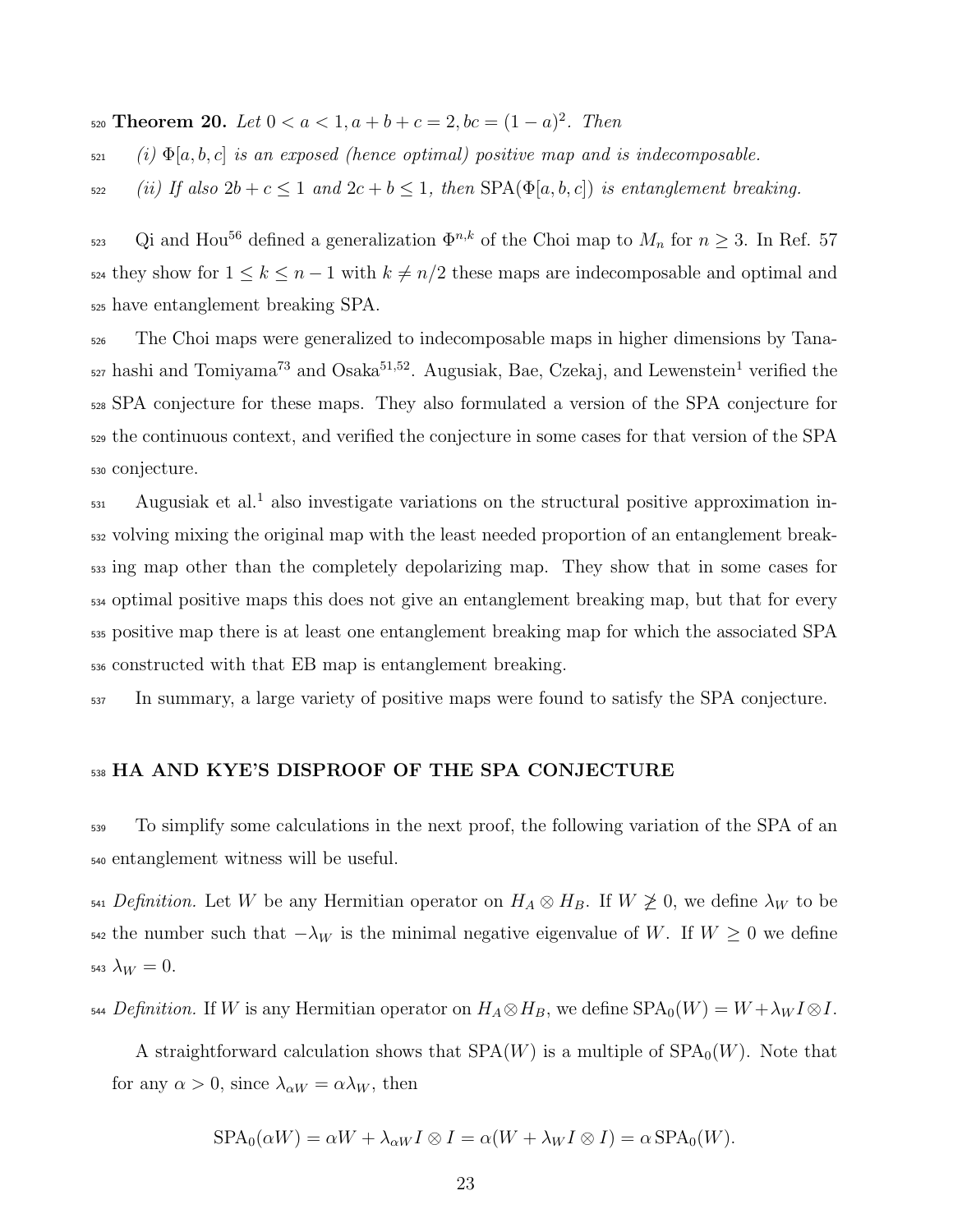**Theorem 20.** *Let $0 < a < 1, a + b + c = 2, bc = (1 - a)^2$. Then*

*(i) $\Phi[a, b, c]$ is an exposed (hence optimal) positive map and is indecomposable.*

*(ii) If also $2b + c \leq 1$ and $2c + b \leq 1$, then $\mathrm{SPA}(\Phi[a, b, c])$ is entanglement breaking.*

Qi and Hou[56] defined a generalization $\Phi^{n,k}$ of the Choi map to $M_n$ for $n \geq 3$. In Ref. 57 they show for $1 \leq k \leq n - 1$ with $k \neq n/2$ these maps are indecomposable and optimal and have entanglement breaking SPA.

The Choi maps were generalized to indecomposable maps in higher dimensions by Tanahashi and Tomiyama[73] and Osaka[51,52]. Augusiak, Bae, Czekaj, and Lewenstein[1] verified the SPA conjecture for these maps. They also formulated a version of the SPA conjecture for the continuous context, and verified the conjecture in some cases for that version of the SPA conjecture.

Augusiak et al.[1] also investigate variations on the structural positive approximation involving mixing the original map with the least needed proportion of an entanglement breaking map other than the completely depolarizing map. They show that in some cases for optimal positive maps this does not give an entanglement breaking map, but that for every positive map there is at least one entanglement breaking map for which the associated SPA constructed with that EB map is entanglement breaking.

In summary, a large variety of positive maps were found to satisfy the SPA conjecture.

## HA AND KYE'S DISPROOF OF THE SPA CONJECTURE

To simplify some calculations in the next proof, the following variation of the SPA of an entanglement witness will be useful.

*Definition.* Let $W$ be any Hermitian operator on $H_A \otimes H_B$. If $W \not\geq 0$, we define $\lambda_W$ to be the number such that $-\lambda_W$ is the minimal negative eigenvalue of $W$. If $W \geq 0$ we define $\lambda_W = 0$.

*Definition.* If $W$ is any Hermitian operator on $H_A \otimes H_B$, we define $\mathrm{SPA}_0(W) = W + \lambda_W I \otimes I$.

A straightforward calculation shows that $\mathrm{SPA}(W)$ is a multiple of $\mathrm{SPA}_0(W)$. Note that for any $\alpha > 0$, since $\lambda_{\alpha W} = \alpha \lambda_W$, then

$$\mathrm{SPA}_0(\alpha W) = \alpha W + \lambda_{\alpha W} I \otimes I = \alpha(W + \lambda_W I \otimes I) = \alpha\, \mathrm{SPA}_0(W).$$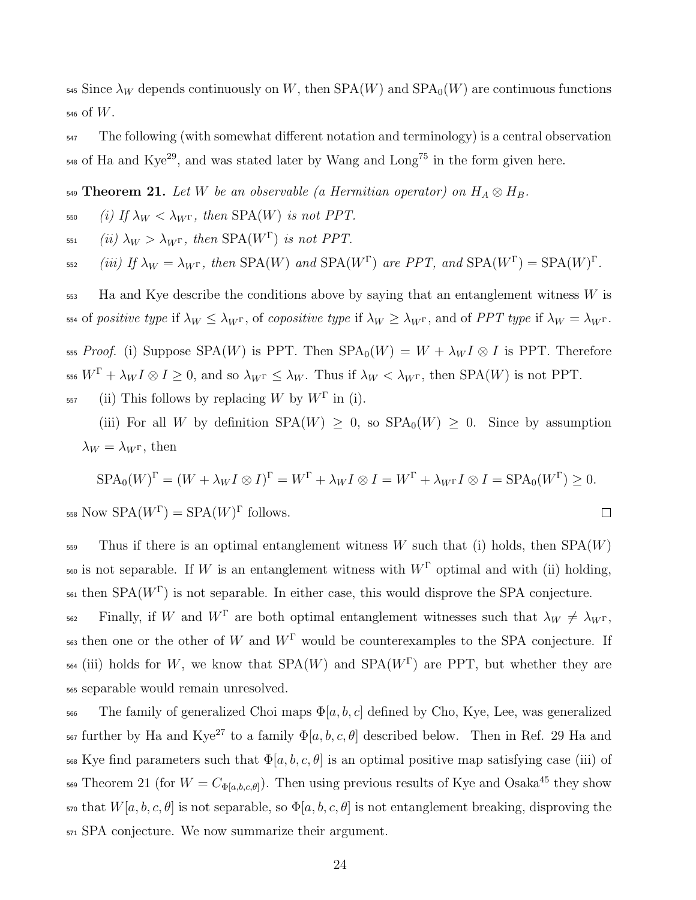Since $\lambda_W$ depends continuously on $W$, then $\mathrm{SPA}(W)$ and $\mathrm{SPA}_0(W)$ are continuous functions of $W$.

The following (with somewhat different notation and terminology) is a central observation of Ha and Kye[29], and was stated later by Wang and Long[75] in the form given here.

**Theorem 21.** *Let $W$ be an observable (a Hermitian operator) on $H_A \otimes H_B$.*

*(i) If $\lambda_W < \lambda_{W^\Gamma}$, then $\mathrm{SPA}(W)$ is not PPT.*

*(ii) $\lambda_W > \lambda_{W^\Gamma}$, then $\mathrm{SPA}(W^\Gamma)$ is not PPT.*

*(iii) If $\lambda_W = \lambda_{W^\Gamma}$, then $\mathrm{SPA}(W)$ and $\mathrm{SPA}(W^\Gamma)$ are PPT, and $\mathrm{SPA}(W^\Gamma) = \mathrm{SPA}(W)^\Gamma$.*

Ha and Kye describe the conditions above by saying that an entanglement witness $W$ is of *positive type* if $\lambda_W \leq \lambda_{W^\Gamma}$, of *copositive type* if $\lambda_W \geq \lambda_{W^\Gamma}$, and of *PPT type* if $\lambda_W = \lambda_{W^\Gamma}$.

*Proof.* (i) Suppose $\mathrm{SPA}(W)$ is PPT. Then $\mathrm{SPA}_0(W) = W + \lambda_W I \otimes I$ is PPT. Therefore $W^\Gamma + \lambda_W I \otimes I \geq 0$, and so $\lambda_{W^\Gamma} \leq \lambda_W$. Thus if $\lambda_W < \lambda_{W^\Gamma}$, then $\mathrm{SPA}(W)$ is not PPT.

(ii) This follows by replacing $W$ by $W^\Gamma$ in (i).

(iii) For all $W$ by definition $\mathrm{SPA}(W) \geq 0$, so $\mathrm{SPA}_0(W) \geq 0$. Since by assumption $\lambda_W = \lambda_{W^\Gamma}$, then

$$\mathrm{SPA}_0(W)^\Gamma = (W + \lambda_W I \otimes I)^\Gamma = W^\Gamma + \lambda_W I \otimes I = W^\Gamma + \lambda_{W^\Gamma} I \otimes I = \mathrm{SPA}_0(W^\Gamma) \geq 0.$$

Now $\mathrm{SPA}(W^\Gamma) = \mathrm{SPA}(W)^\Gamma$ follows. □

Thus if there is an optimal entanglement witness $W$ such that (i) holds, then $\mathrm{SPA}(W)$ is not separable. If $W$ is an entanglement witness with $W^\Gamma$ optimal and with (ii) holding, then $\mathrm{SPA}(W^\Gamma)$ is not separable. In either case, this would disprove the SPA conjecture.

Finally, if $W$ and $W^\Gamma$ are both optimal entanglement witnesses such that $\lambda_W \neq \lambda_{W^\Gamma}$, then one or the other of $W$ and $W^\Gamma$ would be counterexamples to the SPA conjecture. If (iii) holds for $W$, we know that $\mathrm{SPA}(W)$ and $\mathrm{SPA}(W^\Gamma)$ are PPT, but whether they are separable would remain unresolved.

The family of generalized Choi maps $\Phi[a, b, c]$ defined by Cho, Kye, Lee, was generalized further by Ha and Kye[27] to a family $\Phi[a, b, c, \theta]$ described below. Then in Ref. 29 Ha and Kye find parameters such that $\Phi[a, b, c, \theta]$ is an optimal positive map satisfying case (iii) of Theorem 21 (for $W = C_{\Phi[a,b,c,\theta]}$). Then using previous results of Kye and Osaka[45] they show that $W[a, b, c, \theta]$ is not separable, so $\Phi[a, b, c, \theta]$ is not entanglement breaking, disproving the SPA conjecture. We now summarize their argument.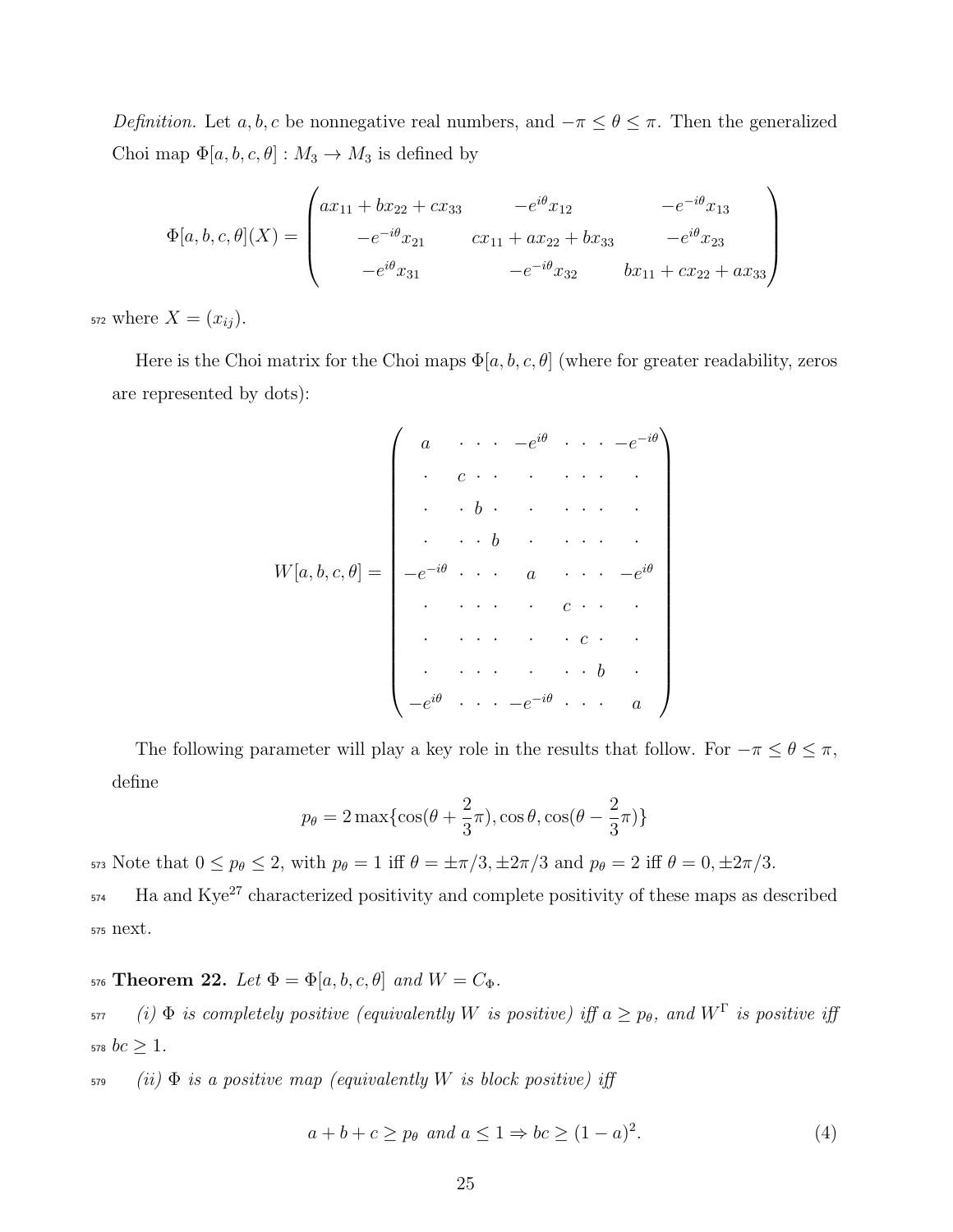*Definition.* Let $a, b, c$ be nonnegative real numbers, and $-\pi \leq \theta \leq \pi$. Then the generalized Choi map $\Phi[a, b, c, \theta] : M_3 \to M_3$ is defined by

$$\Phi[a,b,c,\theta](X) = \begin{pmatrix} ax_{11} + bx_{22} + cx_{33} & -e^{i\theta}x_{12} & -e^{-i\theta}x_{13} \\ -e^{-i\theta}x_{21} & cx_{11} + ax_{22} + bx_{33} & -e^{i\theta}x_{23} \\ -e^{i\theta}x_{31} & -e^{-i\theta}x_{32} & bx_{11} + cx_{22} + ax_{33} \end{pmatrix}$$

where $X = (x_{ij})$.

Here is the Choi matrix for the Choi maps $\Phi[a, b, c, \theta]$ (where for greater readability, zeros are represented by dots):

$$W[a,b,c,\theta] = \begin{pmatrix} a & \cdot & \cdot & \cdot & -e^{i\theta} & \cdot & \cdot & \cdot & -e^{-i\theta} \\ \cdot & c & \cdot & \cdot & \cdot & \cdot & \cdot & \cdot & \cdot \\ \cdot & \cdot & b & \cdot & \cdot & \cdot & \cdot & \cdot & \cdot \\ \cdot & \cdot & \cdot & b & \cdot & \cdot & \cdot & \cdot & \cdot \\ -e^{-i\theta} & \cdot & \cdot & \cdot & a & \cdot & \cdot & \cdot & -e^{i\theta} \\ \cdot & \cdot & \cdot & \cdot & \cdot & c & \cdot & \cdot & \cdot \\ \cdot & \cdot & \cdot & \cdot & \cdot & \cdot & c & \cdot & \cdot \\ \cdot & \cdot & \cdot & \cdot & \cdot & \cdot & \cdot & b & \cdot \\ -e^{i\theta} & \cdot & \cdot & \cdot & -e^{-i\theta} & \cdot & \cdot & \cdot & a \end{pmatrix}$$

The following parameter will play a key role in the results that follow. For $-\pi \leq \theta \leq \pi$, define

$$p_\theta = 2\max\{\cos(\theta + \frac{2}{3}\pi), \cos\theta, \cos(\theta - \frac{2}{3}\pi)\}$$

Note that $0 \leq p_\theta \leq 2$, with $p_\theta = 1$ iff $\theta = \pm\pi/3, \pm 2\pi/3$ and $p_\theta = 2$ iff $\theta = 0, \pm 2\pi/3$.

Ha and Kye[27] characterized positivity and complete positivity of these maps as described next.

**Theorem 22.** *Let $\Phi = \Phi[a, b, c, \theta]$ and $W = C_\Phi$.*

*(i) $\Phi$ is completely positive (equivalently $W$ is positive) iff $a \geq p_\theta$, and $W^\Gamma$ is positive iff $bc \geq 1$.*

*(ii) $\Phi$ is a positive map (equivalently $W$ is block positive) iff*

$$a + b + c \geq p_\theta \text{ and } a \leq 1 \Rightarrow bc \geq (1-a)^2. \tag{4}$$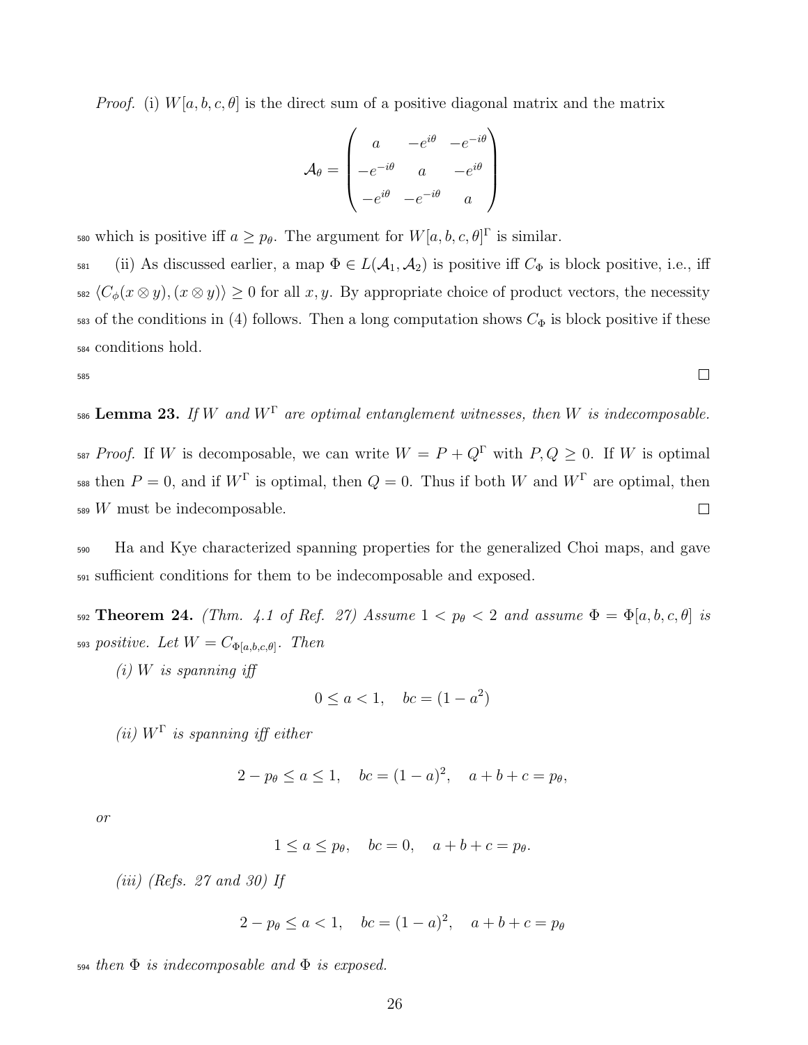*Proof.* (i) $W[a,b,c,\theta]$ is the direct sum of a positive diagonal matrix and the matrix

$$\mathcal{A}_\theta = \begin{pmatrix} a & -e^{i\theta} & -e^{-i\theta} \\ -e^{-i\theta} & a & -e^{i\theta} \\ -e^{i\theta} & -e^{-i\theta} & a \end{pmatrix}$$

which is positive iff $a \geq p_\theta$. The argument for $W[a,b,c,\theta]^\Gamma$ is similar.

(ii) As discussed earlier, a map $\Phi \in L(\mathcal{A}_1, \mathcal{A}_2)$ is positive iff $C_\Phi$ is block positive, i.e., iff $\langle C_\phi(x \otimes y), (x \otimes y)\rangle \geq 0$ for all $x, y$. By appropriate choice of product vectors, the necessity of the conditions in (4) follows. Then a long computation shows $C_\Phi$ is block positive if these conditions hold. □

**Lemma 23.** *If $W$ and $W^\Gamma$ are optimal entanglement witnesses, then $W$ is indecomposable.*

*Proof.* If $W$ is decomposable, we can write $W = P + Q^\Gamma$ with $P, Q \geq 0$. If $W$ is optimal then $P = 0$, and if $W^\Gamma$ is optimal, then $Q = 0$. Thus if both $W$ and $W^\Gamma$ are optimal, then $W$ must be indecomposable. □

Ha and Kye characterized spanning properties for the generalized Choi maps, and gave sufficient conditions for them to be indecomposable and exposed.

**Theorem 24.** *(Thm. 4.1 of Ref. 27) Assume $1 < p_\theta < 2$ and assume $\Phi = \Phi[a,b,c,\theta]$ is positive. Let $W = C_{\Phi[a,b,c,\theta]}$. Then*

*(i) $W$ is spanning iff*

$$0 \leq a < 1, \quad bc = (1 - a^2)$$

*(ii) $W^\Gamma$ is spanning iff either*

$$2 - p_\theta \leq a \leq 1, \quad bc = (1-a)^2, \quad a + b + c = p_\theta,$$

*or*

$$1 \leq a \leq p_\theta, \quad bc = 0, \quad a + b + c = p_\theta.$$

*(iii) (Refs. 27 and 30) If*

$$2 - p_\theta \leq a < 1, \quad bc = (1-a)^2, \quad a + b + c = p_\theta$$

*then $\Phi$ is indecomposable and $\Phi$ is exposed.*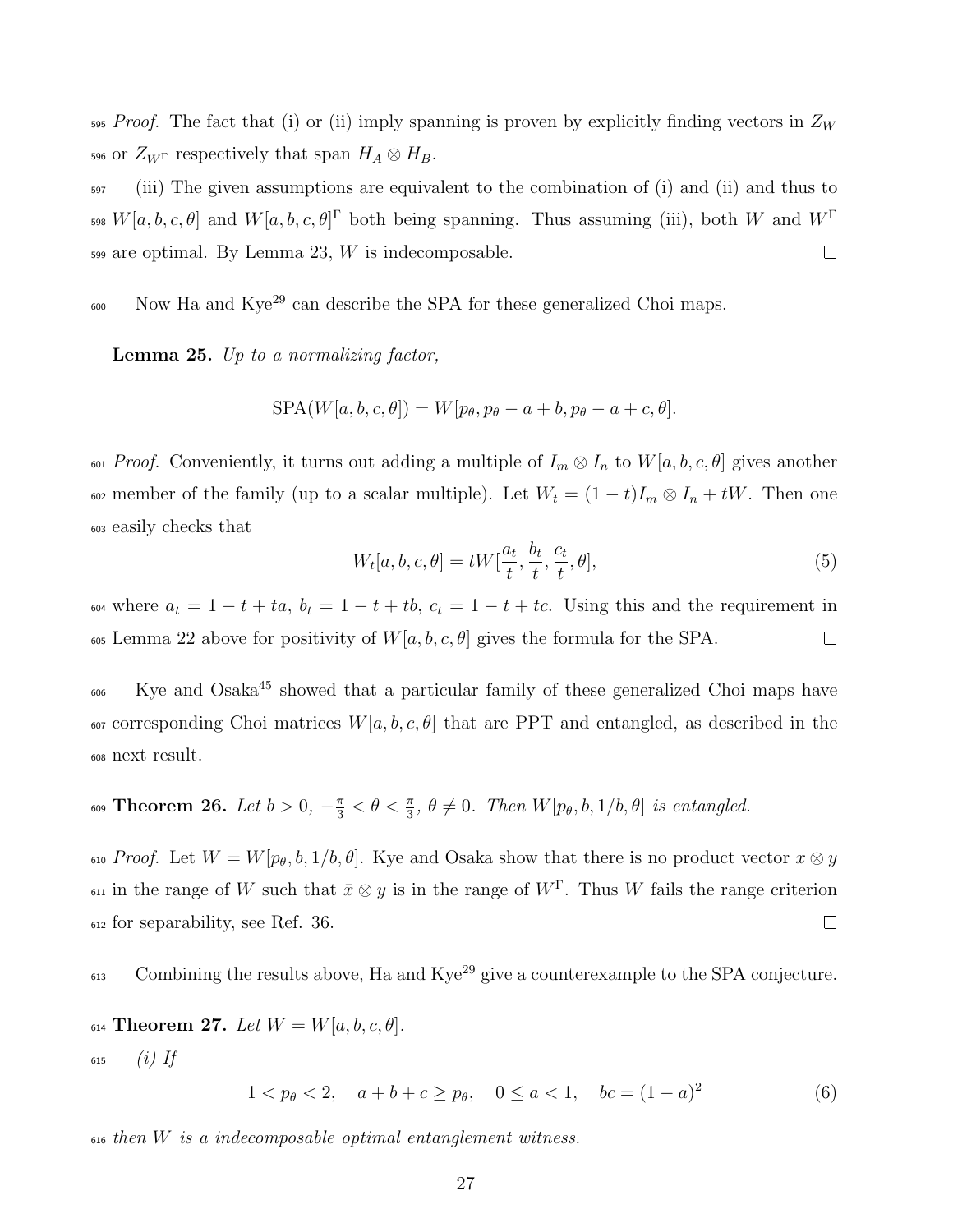*Proof.* The fact that (i) or (ii) imply spanning is proven by explicitly finding vectors in $Z_W$ or $Z_{W^\Gamma}$ respectively that span $H_A \otimes H_B$.

(iii) The given assumptions are equivalent to the combination of (i) and (ii) and thus to $W[a, b, c, \theta]$ and $W[a, b, c, \theta]^\Gamma$ both being spanning. Thus assuming (iii), both $W$ and $W^\Gamma$ are optimal. By Lemma 23, $W$ is indecomposable. $\square$

Now Ha and Kye[29] can describe the SPA for these generalized Choi maps.

**Lemma 25.** *Up to a normalizing factor,*

$$\mathrm{SPA}(W[a, b, c, \theta]) = W[p_\theta, p_\theta - a + b, p_\theta - a + c, \theta].$$

*Proof.* Conveniently, it turns out adding a multiple of $I_m \otimes I_n$ to $W[a, b, c, \theta]$ gives another member of the family (up to a scalar multiple). Let $W_t = (1 - t)I_m \otimes I_n + tW$. Then one easily checks that

$$W_t[a, b, c, \theta] = tW[\frac{a_t}{t}, \frac{b_t}{t}, \frac{c_t}{t}, \theta], \tag{5}$$

where $a_t = 1 - t + ta$, $b_t = 1 - t + tb$, $c_t = 1 - t + tc$. Using this and the requirement in Lemma 22 above for positivity of $W[a, b, c, \theta]$ gives the formula for the SPA. $\square$

Kye and Osaka[45] showed that a particular family of these generalized Choi maps have corresponding Choi matrices $W[a, b, c, \theta]$ that are PPT and entangled, as described in the next result.

**Theorem 26.** *Let $b > 0$, $-\frac{\pi}{3} < \theta < \frac{\pi}{3}$, $\theta \neq 0$. Then $W[p_\theta, b, 1/b, \theta]$ is entangled.*

*Proof.* Let $W = W[p_\theta, b, 1/b, \theta]$. Kye and Osaka show that there is no product vector $x \otimes y$ in the range of $W$ such that $\bar{x} \otimes y$ is in the range of $W^\Gamma$. Thus $W$ fails the range criterion for separability, see Ref. 36. $\square$

Combining the results above, Ha and Kye[29] give a counterexample to the SPA conjecture.

**Theorem 27.** *Let $W = W[a, b, c, \theta]$.*

*(i) If*

$$1 < p_\theta < 2, \quad a + b + c \geq p_\theta, \quad 0 \leq a < 1, \quad bc = (1 - a)^2 \tag{6}$$

*then $W$ is a indecomposable optimal entanglement witness.*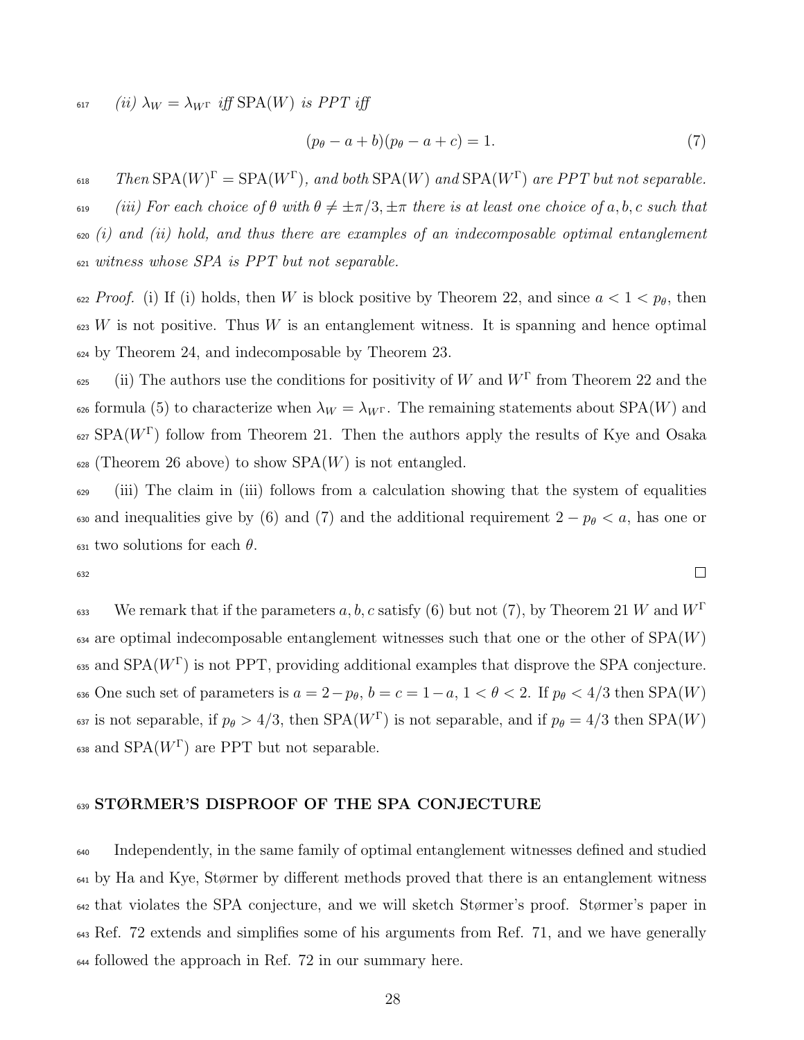*(ii)* $\lambda_W = \lambda_{W^\Gamma}$ *iff* $\mathrm{SPA}(W)$ *is PPT iff*

$$(p_\theta - a + b)(p_\theta - a + c) = 1. \tag{7}$$

*Then* $\mathrm{SPA}(W)^\Gamma = \mathrm{SPA}(W^\Gamma)$*, and both* $\mathrm{SPA}(W)$ *and* $\mathrm{SPA}(W^\Gamma)$ *are PPT but not separable.*

*(iii) For each choice of* $\theta$ *with* $\theta \neq \pm\pi/3, \pm\pi$ *there is at least one choice of* $a, b, c$ *such that (i) and (ii) hold, and thus there are examples of an indecomposable optimal entanglement witness whose SPA is PPT but not separable.*

*Proof.* (i) If (i) holds, then $W$ is block positive by Theorem 22, and since $a < 1 < p_\theta$, then $W$ is not positive. Thus $W$ is an entanglement witness. It is spanning and hence optimal by Theorem 24, and indecomposable by Theorem 23.

(ii) The authors use the conditions for positivity of $W$ and $W^\Gamma$ from Theorem 22 and the formula (5) to characterize when $\lambda_W = \lambda_{W^\Gamma}$. The remaining statements about $\mathrm{SPA}(W)$ and $\mathrm{SPA}(W^\Gamma)$ follow from Theorem 21. Then the authors apply the results of Kye and Osaka (Theorem 26 above) to show $\mathrm{SPA}(W)$ is not entangled.

(iii) The claim in (iii) follows from a calculation showing that the system of equalities and inequalities give by (6) and (7) and the additional requirement $2 - p_\theta < a$, has one or two solutions for each $\theta$.

□

We remark that if the parameters $a, b, c$ satisfy (6) but not (7), by Theorem 21 $W$ and $W^\Gamma$ are optimal indecomposable entanglement witnesses such that one or the other of $\mathrm{SPA}(W)$ and $\mathrm{SPA}(W^\Gamma)$ is not PPT, providing additional examples that disprove the SPA conjecture. One such set of parameters is $a = 2 - p_\theta$, $b = c = 1 - a$, $1 < \theta < 2$. If $p_\theta < 4/3$ then $\mathrm{SPA}(W)$ is not separable, if $p_\theta > 4/3$, then $\mathrm{SPA}(W^\Gamma)$ is not separable, and if $p_\theta = 4/3$ then $\mathrm{SPA}(W)$ and $\mathrm{SPA}(W^\Gamma)$ are PPT but not separable.

## STØRMER'S DISPROOF OF THE SPA CONJECTURE

Independently, in the same family of optimal entanglement witnesses defined and studied by Ha and Kye, Størmer by different methods proved that there is an entanglement witness that violates the SPA conjecture, and we will sketch Størmer's proof. Størmer's paper in Ref. 72 extends and simplifies some of his arguments from Ref. 71, and we have generally followed the approach in Ref. 72 in our summary here.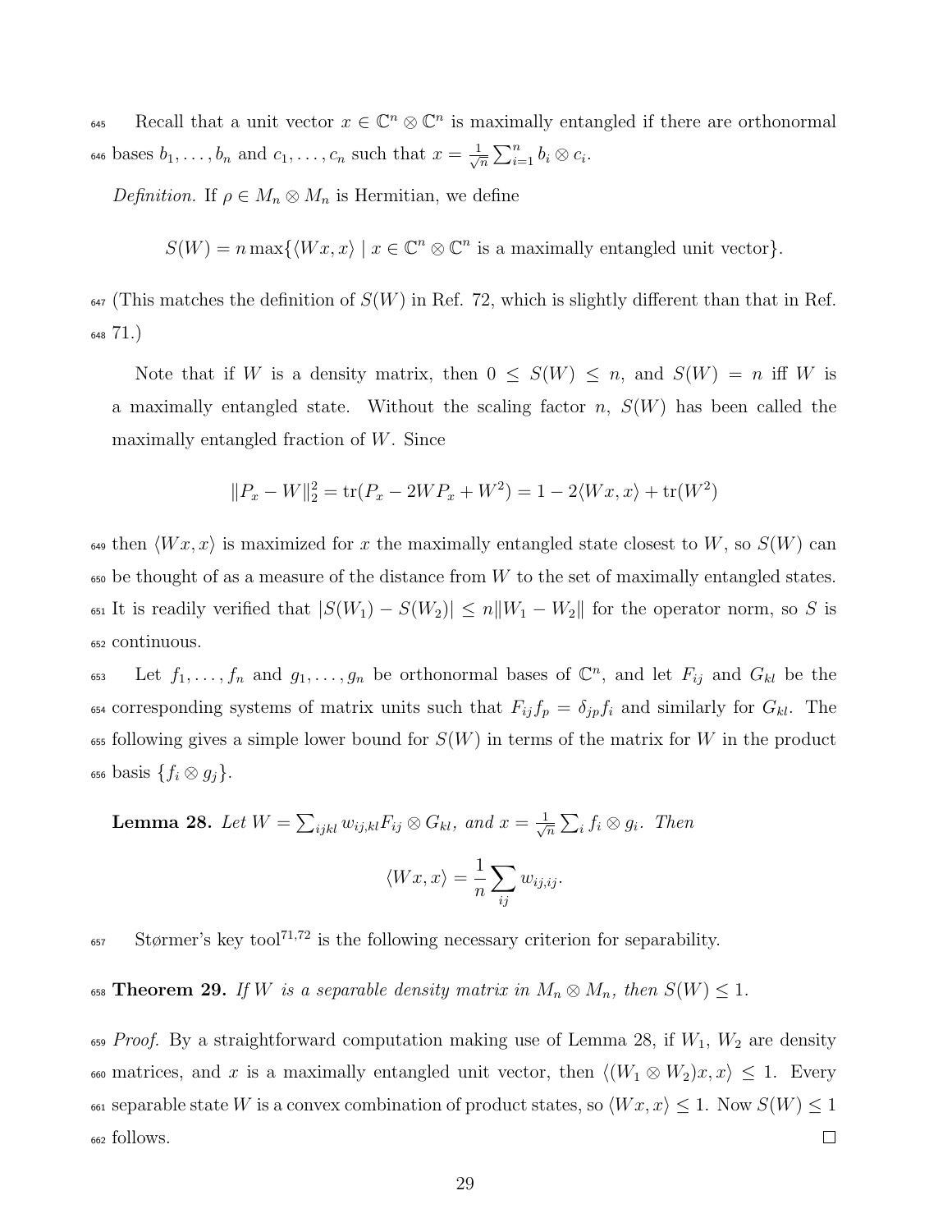Recall that a unit vector $x \in \mathbb{C}^n \otimes \mathbb{C}^n$ is maximally entangled if there are orthonormal bases $b_1, \dots, b_n$ and $c_1, \dots, c_n$ such that $x = \frac{1}{\sqrt{n}} \sum_{i=1}^n b_i \otimes c_i$.

*Definition.* If $\rho \in M_n \otimes M_n$ is Hermitian, we define

$$S(W) = n \max\{\langle Wx, x\rangle \mid x \in \mathbb{C}^n \otimes \mathbb{C}^n \text{ is a maximally entangled unit vector}\}.$$

(This matches the definition of $S(W)$ in Ref. 72, which is slightly different than that in Ref. 71.)

Note that if $W$ is a density matrix, then $0 \leq S(W) \leq n$, and $S(W) = n$ iff $W$ is a maximally entangled state. Without the scaling factor $n$, $S(W)$ has been called the maximally entangled fraction of $W$. Since

$$\|P_x - W\|_2^2 = \operatorname{tr}(P_x - 2WP_x + W^2) = 1 - 2\langle Wx, x\rangle + \operatorname{tr}(W^2)$$

then $\langle Wx, x\rangle$ is maximized for $x$ the maximally entangled state closest to $W$, so $S(W)$ can be thought of as a measure of the distance from $W$ to the set of maximally entangled states. It is readily verified that $|S(W_1) - S(W_2)| \leq n\|W_1 - W_2\|$ for the operator norm, so $S$ is continuous.

Let $f_1, \dots, f_n$ and $g_1, \dots, g_n$ be orthonormal bases of $\mathbb{C}^n$, and let $F_{ij}$ and $G_{kl}$ be the corresponding systems of matrix units such that $F_{ij} f_p = \delta_{jp} f_i$ and similarly for $G_{kl}$. The following gives a simple lower bound for $S(W)$ in terms of the matrix for $W$ in the product basis $\{f_i \otimes g_j\}$.

**Lemma 28.** *Let $W = \sum_{ijkl} w_{ij,kl} F_{ij} \otimes G_{kl}$, and $x = \frac{1}{\sqrt{n}} \sum_i f_i \otimes g_i$. Then*

$$\langle Wx, x\rangle = \frac{1}{n} \sum_{ij} w_{ij,ij}.$$

Størmer's key tool[71,72] is the following necessary criterion for separability.

**Theorem 29.** *If $W$ is a separable density matrix in $M_n \otimes M_n$, then $S(W) \leq 1$.*

*Proof.* By a straightforward computation making use of Lemma 28, if $W_1$, $W_2$ are density matrices, and $x$ is a maximally entangled unit vector, then $\langle (W_1 \otimes W_2)x, x\rangle \leq 1$. Every separable state $W$ is a convex combination of product states, so $\langle Wx, x\rangle \leq 1$. Now $S(W) \leq 1$ follows. □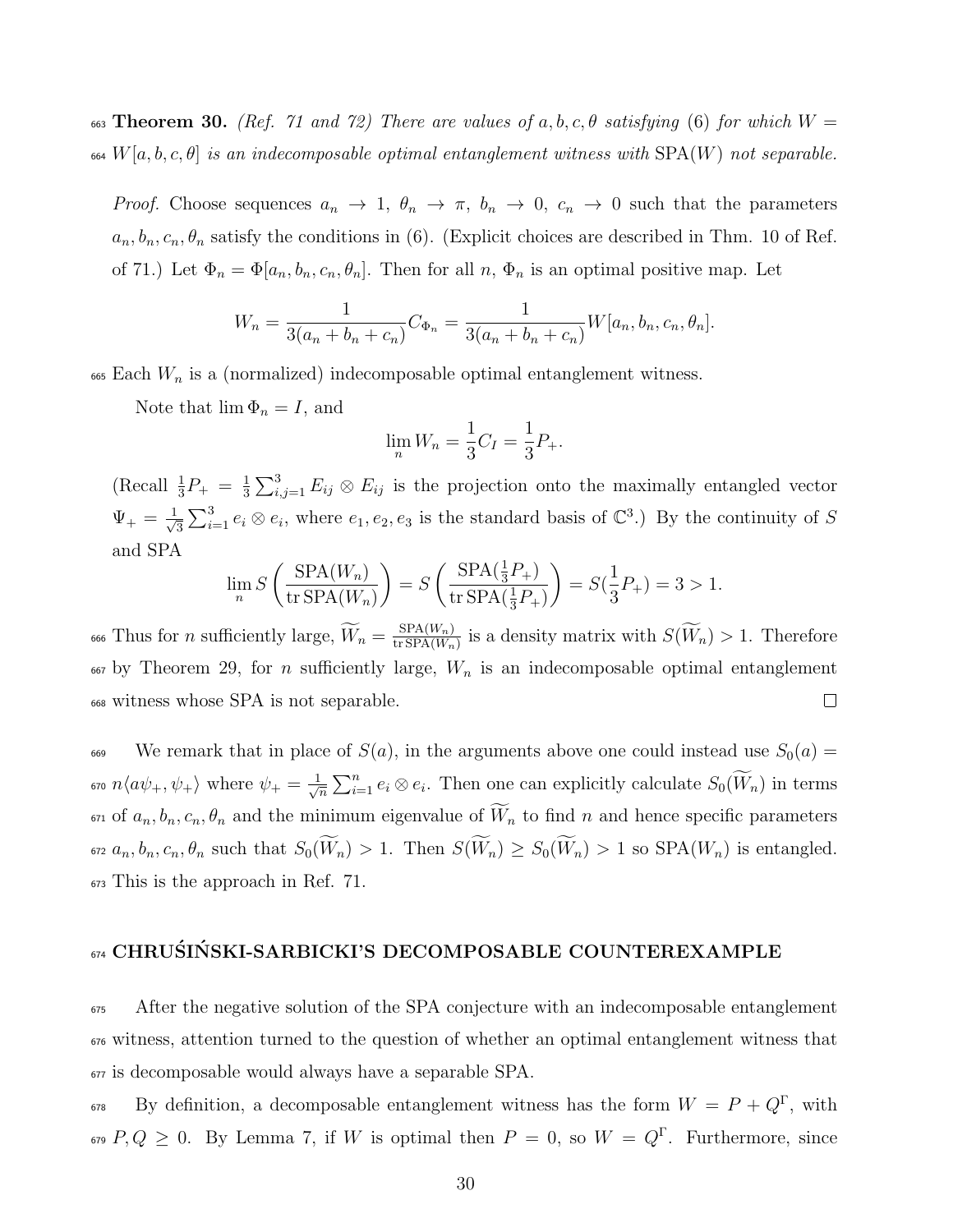**Theorem 30.** *(Ref. 71 and 72) There are values of $a, b, c, \theta$ satisfying (6) for which $W = W[a, b, c, \theta]$ is an indecomposable optimal entanglement witness with* $\mathrm{SPA}(W)$ *not separable.*

*Proof.* Choose sequences $a_n \to 1$, $\theta_n \to \pi$, $b_n \to 0$, $c_n \to 0$ such that the parameters $a_n, b_n, c_n, \theta_n$ satisfy the conditions in (6). (Explicit choices are described in Thm. 10 of Ref. of 71.) Let $\Phi_n = \Phi[a_n, b_n, c_n, \theta_n]$. Then for all $n$, $\Phi_n$ is an optimal positive map. Let

$$W_n = \frac{1}{3(a_n + b_n + c_n)} C_{\Phi_n} = \frac{1}{3(a_n + b_n + c_n)} W[a_n, b_n, c_n, \theta_n].$$

Each $W_n$ is a (normalized) indecomposable optimal entanglement witness.

Note that $\lim \Phi_n = I$, and

$$\lim_n W_n = \frac{1}{3} C_I = \frac{1}{3} P_+.$$

(Recall $\frac{1}{3}P_+ = \frac{1}{3}\sum_{i,j=1}^{3} E_{ij} \otimes E_{ij}$ is the projection onto the maximally entangled vector $\Psi_+ = \frac{1}{\sqrt{3}}\sum_{i=1}^{3} e_i \otimes e_i$, where $e_1, e_2, e_3$ is the standard basis of $\mathbb{C}^3$.) By the continuity of $S$ and SPA

$$\lim_n S\left(\frac{\mathrm{SPA}(W_n)}{\mathrm{tr}\,\mathrm{SPA}(W_n)}\right) = S\left(\frac{\mathrm{SPA}(\frac{1}{3}P_+)}{\mathrm{tr}\,\mathrm{SPA}(\frac{1}{3}P_+)}\right) = S(\frac{1}{3}P_+) = 3 > 1.$$

Thus for $n$ sufficiently large, $\widetilde{W}_n = \frac{\mathrm{SPA}(W_n)}{\mathrm{tr}\,\mathrm{SPA}(W_n)}$ is a density matrix with $S(\widetilde{W}_n) > 1$. Therefore by Theorem 29, for $n$ sufficiently large, $W_n$ is an indecomposable optimal entanglement witness whose SPA is not separable. $\square$

We remark that in place of $S(a)$, in the arguments above one could instead use $S_0(a) = n\langle a\psi_+, \psi_+\rangle$ where $\psi_+ = \frac{1}{\sqrt{n}}\sum_{i=1}^{n} e_i \otimes e_i$. Then one can explicitly calculate $S_0(\widetilde{W}_n)$ in terms of $a_n, b_n, c_n, \theta_n$ and the minimum eigenvalue of $\widetilde{W}_n$ to find $n$ and hence specific parameters $a_n, b_n, c_n, \theta_n$ such that $S_0(\widetilde{W}_n) > 1$. Then $S(\widetilde{W}_n) \geq S_0(\widetilde{W}_n) > 1$ so $\mathrm{SPA}(W_n)$ is entangled. This is the approach in Ref. 71.

## CHRUŚIŃSKI-SARBICKI'S DECOMPOSABLE COUNTEREXAMPLE

After the negative solution of the SPA conjecture with an indecomposable entanglement witness, attention turned to the question of whether an optimal entanglement witness that is decomposable would always have a separable SPA.

By definition, a decomposable entanglement witness has the form $W = P + Q^\Gamma$, with $P, Q \geq 0$. By Lemma 7, if $W$ is optimal then $P = 0$, so $W = Q^\Gamma$. Furthermore, since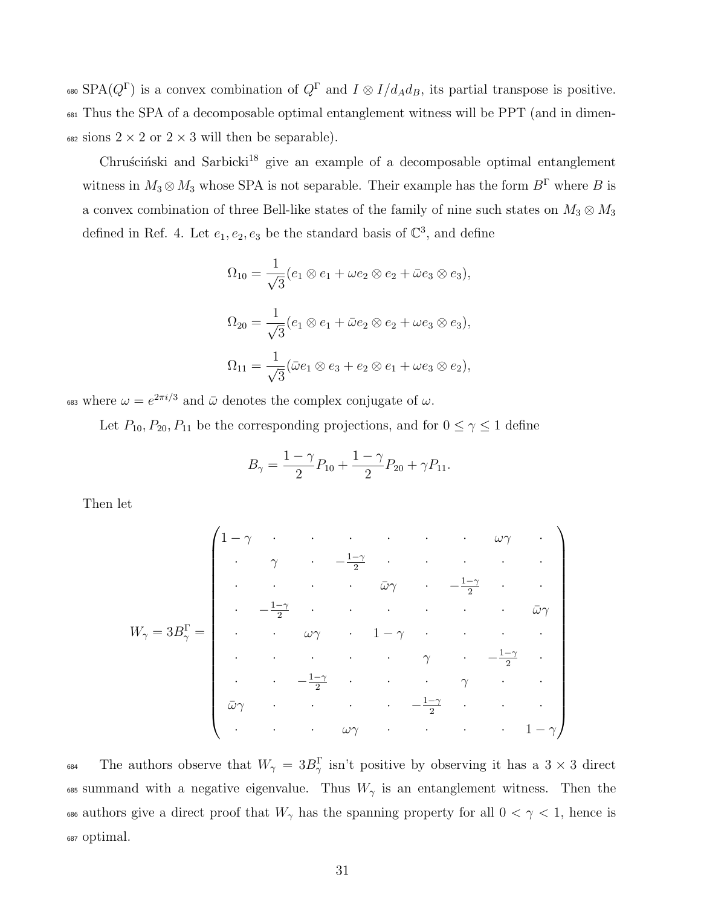$\text{SPA}(Q^\Gamma)$ is a convex combination of $Q^\Gamma$ and $I \otimes I/d_A d_B$, its partial transpose is positive. Thus the SPA of a decomposable optimal entanglement witness will be PPT (and in dimensions $2 \times 2$ or $2 \times 3$ will then be separable).

Chruściński and Sarbicki[18] give an example of a decomposable optimal entanglement witness in $M_3 \otimes M_3$ whose SPA is not separable. Their example has the form $B^\Gamma$ where $B$ is a convex combination of three Bell-like states of the family of nine such states on $M_3 \otimes M_3$ defined in Ref. 4. Let $e_1, e_2, e_3$ be the standard basis of $\mathbb{C}^3$, and define

$$\Omega_{10} = \frac{1}{\sqrt{3}}(e_1 \otimes e_1 + \omega e_2 \otimes e_2 + \bar{\omega} e_3 \otimes e_3),$$

$$\Omega_{20} = \frac{1}{\sqrt{3}}(e_1 \otimes e_1 + \bar{\omega} e_2 \otimes e_2 + \omega e_3 \otimes e_3),$$

$$\Omega_{11} = \frac{1}{\sqrt{3}}(\bar{\omega} e_1 \otimes e_3 + e_2 \otimes e_1 + \omega e_3 \otimes e_2),$$

where $\omega = e^{2\pi i/3}$ and $\bar{\omega}$ denotes the complex conjugate of $\omega$.

Let $P_{10}, P_{20}, P_{11}$ be the corresponding projections, and for $0 \leq \gamma \leq 1$ define

$$B_\gamma = \frac{1-\gamma}{2} P_{10} + \frac{1-\gamma}{2} P_{20} + \gamma P_{11}.$$

Then let

$$W_\gamma = 3B_\gamma^\Gamma = \begin{pmatrix} 1-\gamma & \cdot & \cdot & \cdot & \cdot & \cdot & \cdot & \omega\gamma & \cdot \\ \cdot & \gamma & \cdot & -\frac{1-\gamma}{2} & \cdot & \cdot & \cdot & \cdot & \cdot \\ \cdot & \cdot & \cdot & \cdot & \bar{\omega}\gamma & \cdot & -\frac{1-\gamma}{2} & \cdot & \cdot \\ \cdot & -\frac{1-\gamma}{2} & \cdot & \cdot & \cdot & \cdot & \cdot & \cdot & \bar{\omega}\gamma \\ \cdot & \cdot & \omega\gamma & \cdot & 1-\gamma & \cdot & \cdot & \cdot & \cdot \\ \cdot & \cdot & \cdot & \cdot & \cdot & \gamma & \cdot & -\frac{1-\gamma}{2} & \cdot \\ \cdot & \cdot & -\frac{1-\gamma}{2} & \cdot & \cdot & \cdot & \gamma & \cdot & \cdot \\ \bar{\omega}\gamma & \cdot & \cdot & \cdot & \cdot & -\frac{1-\gamma}{2} & \cdot & \cdot & \cdot \\ \cdot & \cdot & \cdot & \omega\gamma & \cdot & \cdot & \cdot & \cdot & 1-\gamma \end{pmatrix}$$

The authors observe that $W_\gamma = 3B_\gamma^\Gamma$ isn't positive by observing it has a $3 \times 3$ direct summand with a negative eigenvalue. Thus $W_\gamma$ is an entanglement witness. Then the authors give a direct proof that $W_\gamma$ has the spanning property for all $0 < \gamma < 1$, hence is optimal.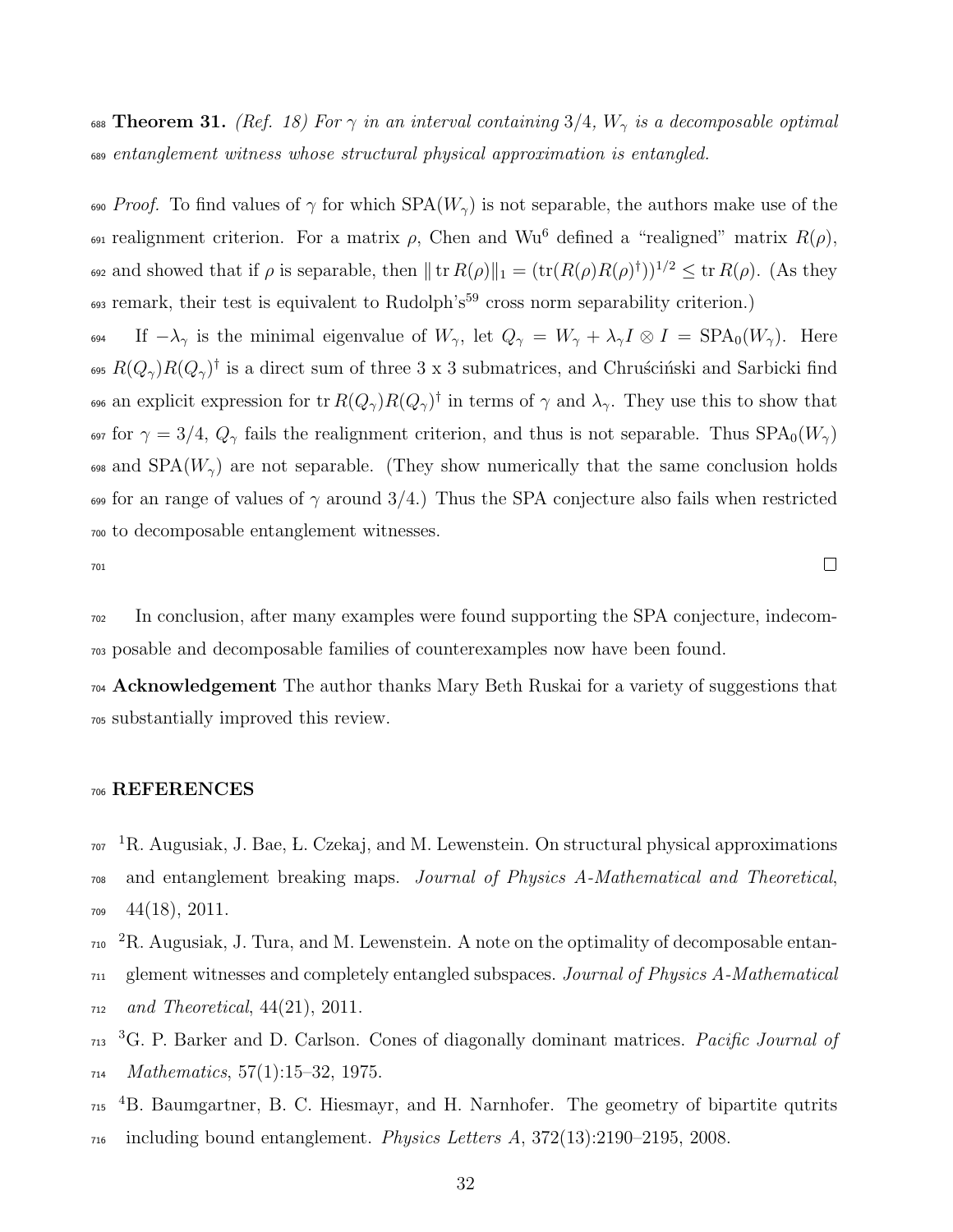**Theorem 31.** *(Ref. 18) For $\gamma$ in an interval containing $3/4$, $W_\gamma$ is a decomposable optimal entanglement witness whose structural physical approximation is entangled.*

*Proof.* To find values of $\gamma$ for which $\mathrm{SPA}(W_\gamma)$ is not separable, the authors make use of the realignment criterion. For a matrix $\rho$, Chen and Wu[6] defined a "realigned" matrix $R(\rho)$, and showed that if $\rho$ is separable, then $\|\operatorname{tr} R(\rho)\|_1 = (\operatorname{tr}(R(\rho)R(\rho)^\dagger))^{1/2} \leq \operatorname{tr} R(\rho)$. (As they remark, their test is equivalent to Rudolph's[59] cross norm separability criterion.)

If $-\lambda_\gamma$ is the minimal eigenvalue of $W_\gamma$, let $Q_\gamma = W_\gamma + \lambda_\gamma I \otimes I = \mathrm{SPA}_0(W_\gamma)$. Here $R(Q_\gamma)R(Q_\gamma)^\dagger$ is a direct sum of three 3 x 3 submatrices, and Chruściński and Sarbicki find an explicit expression for $\operatorname{tr} R(Q_\gamma)R(Q_\gamma)^\dagger$ in terms of $\gamma$ and $\lambda_\gamma$. They use this to show that for $\gamma = 3/4$, $Q_\gamma$ fails the realignment criterion, and thus is not separable. Thus $\mathrm{SPA}_0(W_\gamma)$ and $\mathrm{SPA}(W_\gamma)$ are not separable. (They show numerically that the same conclusion holds for an range of values of $\gamma$ around $3/4$.) Thus the SPA conjecture also fails when restricted to decomposable entanglement witnesses.

□

In conclusion, after many examples were found supporting the SPA conjecture, indecomposable and decomposable families of counterexamples now have been found.

**Acknowledgement** The author thanks Mary Beth Ruskai for a variety of suggestions that substantially improved this review.

## REFERENCES

[1] R. Augusiak, J. Bae, Ł. Czekaj, and M. Lewenstein. On structural physical approximations and entanglement breaking maps. *Journal of Physics A-Mathematical and Theoretical*, 44(18), 2011.

[2] R. Augusiak, J. Tura, and M. Lewenstein. A note on the optimality of decomposable entanglement witnesses and completely entangled subspaces. *Journal of Physics A-Mathematical and Theoretical*, 44(21), 2011.

[3] G. P. Barker and D. Carlson. Cones of diagonally dominant matrices. *Pacific Journal of Mathematics*, 57(1):15–32, 1975.

[4] B. Baumgartner, B. C. Hiesmayr, and H. Narnhofer. The geometry of bipartite qutrits including bound entanglement. *Physics Letters A*, 372(13):2190–2195, 2008.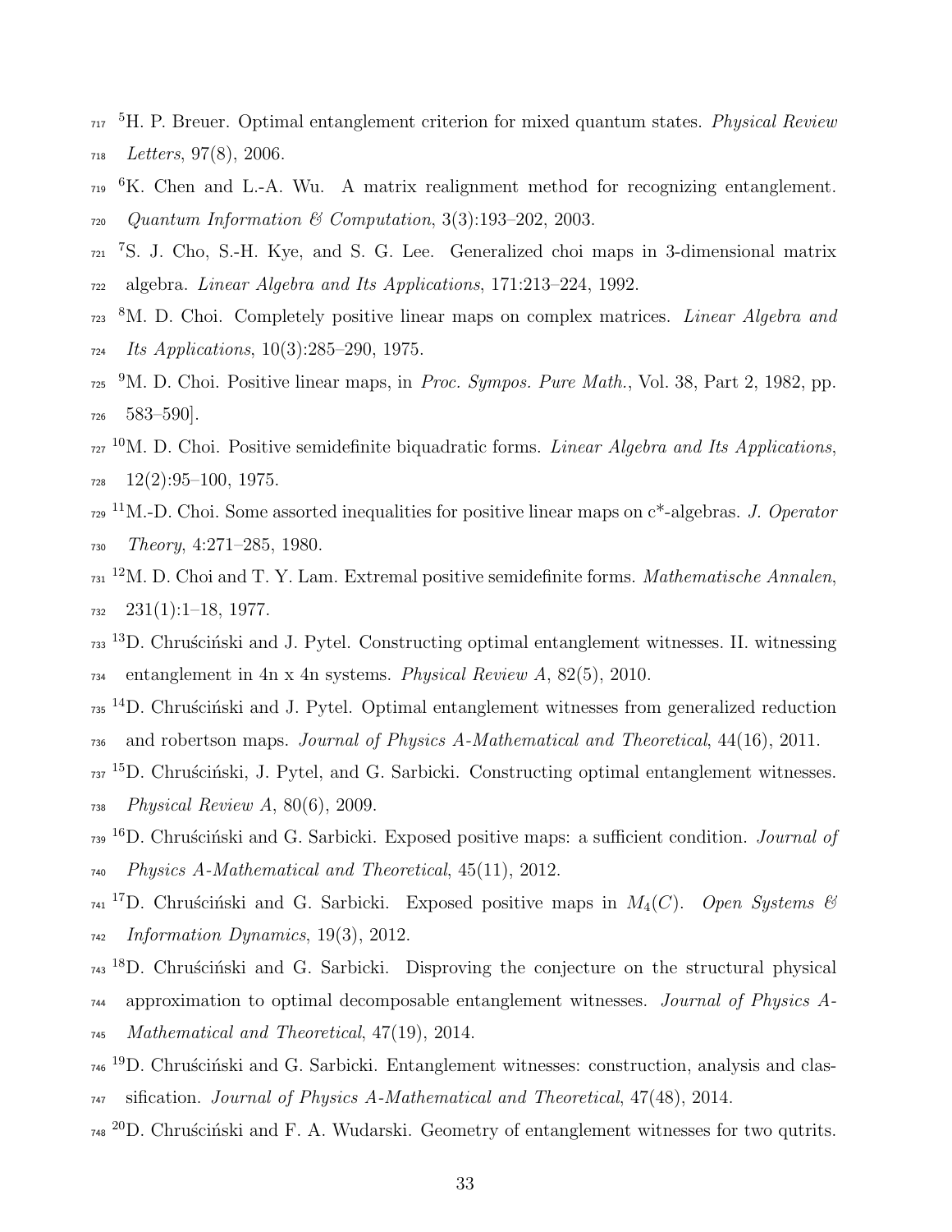[5] H. P. Breuer. Optimal entanglement criterion for mixed quantum states. *Physical Review Letters*, 97(8), 2006.

[6] K. Chen and L.-A. Wu. A matrix realignment method for recognizing entanglement. *Quantum Information & Computation*, 3(3):193–202, 2003.

[7] S. J. Cho, S.-H. Kye, and S. G. Lee. Generalized choi maps in 3-dimensional matrix algebra. *Linear Algebra and Its Applications*, 171:213–224, 1992.

[8] M. D. Choi. Completely positive linear maps on complex matrices. *Linear Algebra and Its Applications*, 10(3):285–290, 1975.

[9] M. D. Choi. Positive linear maps, in *Proc. Sympos. Pure Math.*, Vol. 38, Part 2, 1982, pp. 583–590].

[10] M. D. Choi. Positive semidefinite biquadratic forms. *Linear Algebra and Its Applications*, 12(2):95–100, 1975.

[11] M.-D. Choi. Some assorted inequalities for positive linear maps on c*-algebras. *J. Operator Theory*, 4:271–285, 1980.

[12] M. D. Choi and T. Y. Lam. Extremal positive semidefinite forms. *Mathematische Annalen*, 231(1):1–18, 1977.

[13] D. Chruściński and J. Pytel. Constructing optimal entanglement witnesses. II. witnessing entanglement in 4n x 4n systems. *Physical Review A*, 82(5), 2010.

[14] D. Chruściński and J. Pytel. Optimal entanglement witnesses from generalized reduction and robertson maps. *Journal of Physics A-Mathematical and Theoretical*, 44(16), 2011.

[15] D. Chruściński, J. Pytel, and G. Sarbicki. Constructing optimal entanglement witnesses. *Physical Review A*, 80(6), 2009.

[16] D. Chruściński and G. Sarbicki. Exposed positive maps: a sufficient condition. *Journal of Physics A-Mathematical and Theoretical*, 45(11), 2012.

[17] D. Chruściński and G. Sarbicki. Exposed positive maps in $M_4(C)$. *Open Systems & Information Dynamics*, 19(3), 2012.

[18] D. Chruściński and G. Sarbicki. Disproving the conjecture on the structural physical approximation to optimal decomposable entanglement witnesses. *Journal of Physics A-Mathematical and Theoretical*, 47(19), 2014.

[19] D. Chruściński and G. Sarbicki. Entanglement witnesses: construction, analysis and classification. *Journal of Physics A-Mathematical and Theoretical*, 47(48), 2014.

[20] D. Chruściński and F. A. Wudarski. Geometry of entanglement witnesses for two qutrits.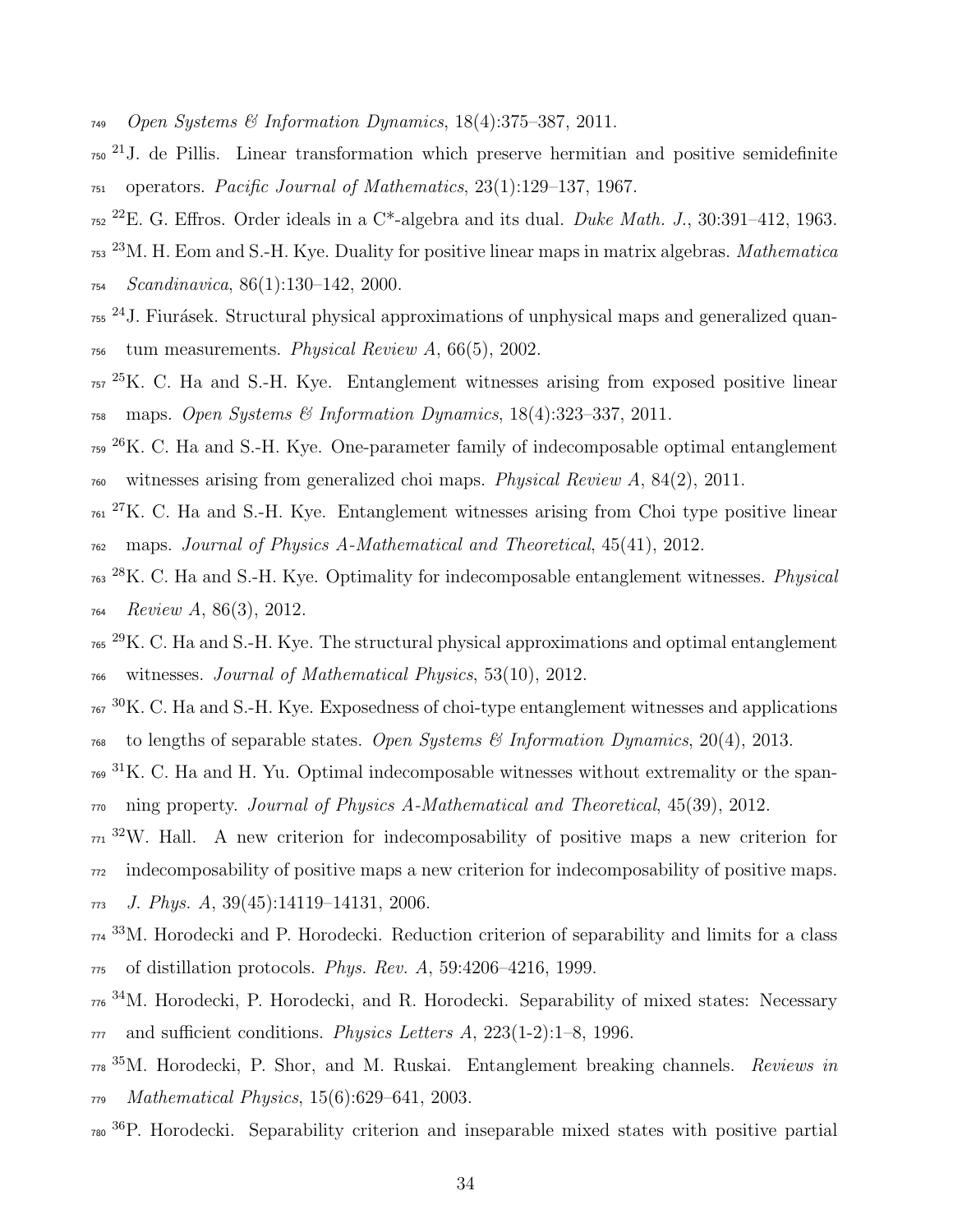Open Systems & Information Dynamics, 18(4):375–387, 2011.

[21] J. de Pillis. Linear transformation which preserve hermitian and positive semidefinite operators. *Pacific Journal of Mathematics*, 23(1):129–137, 1967.

[22] E. G. Effros. Order ideals in a C*-algebra and its dual. *Duke Math. J.*, 30:391–412, 1963.

[23] M. H. Eom and S.-H. Kye. Duality for positive linear maps in matrix algebras. *Mathematica Scandinavica*, 86(1):130–142, 2000.

[24] J. Fiurásek. Structural physical approximations of unphysical maps and generalized quantum measurements. *Physical Review A*, 66(5), 2002.

[25] K. C. Ha and S.-H. Kye. Entanglement witnesses arising from exposed positive linear maps. *Open Systems & Information Dynamics*, 18(4):323–337, 2011.

[26] K. C. Ha and S.-H. Kye. One-parameter family of indecomposable optimal entanglement witnesses arising from generalized choi maps. *Physical Review A*, 84(2), 2011.

[27] K. C. Ha and S.-H. Kye. Entanglement witnesses arising from Choi type positive linear maps. *Journal of Physics A-Mathematical and Theoretical*, 45(41), 2012.

[28] K. C. Ha and S.-H. Kye. Optimality for indecomposable entanglement witnesses. *Physical Review A*, 86(3), 2012.

[29] K. C. Ha and S.-H. Kye. The structural physical approximations and optimal entanglement witnesses. *Journal of Mathematical Physics*, 53(10), 2012.

[30] K. C. Ha and S.-H. Kye. Exposedness of choi-type entanglement witnesses and applications to lengths of separable states. *Open Systems & Information Dynamics*, 20(4), 2013.

[31] K. C. Ha and H. Yu. Optimal indecomposable witnesses without extremality or the spanning property. *Journal of Physics A-Mathematical and Theoretical*, 45(39), 2012.

[32] W. Hall. A new criterion for indecomposability of positive maps a new criterion for indecomposability of positive maps a new criterion for indecomposability of positive maps. *J. Phys. A*, 39(45):14119–14131, 2006.

[33] M. Horodecki and P. Horodecki. Reduction criterion of separability and limits for a class of distillation protocols. *Phys. Rev. A*, 59:4206–4216, 1999.

[34] M. Horodecki, P. Horodecki, and R. Horodecki. Separability of mixed states: Necessary and sufficient conditions. *Physics Letters A*, 223(1-2):1–8, 1996.

[35] M. Horodecki, P. Shor, and M. Ruskai. Entanglement breaking channels. *Reviews in Mathematical Physics*, 15(6):629–641, 2003.

[36] P. Horodecki. Separability criterion and inseparable mixed states with positive partial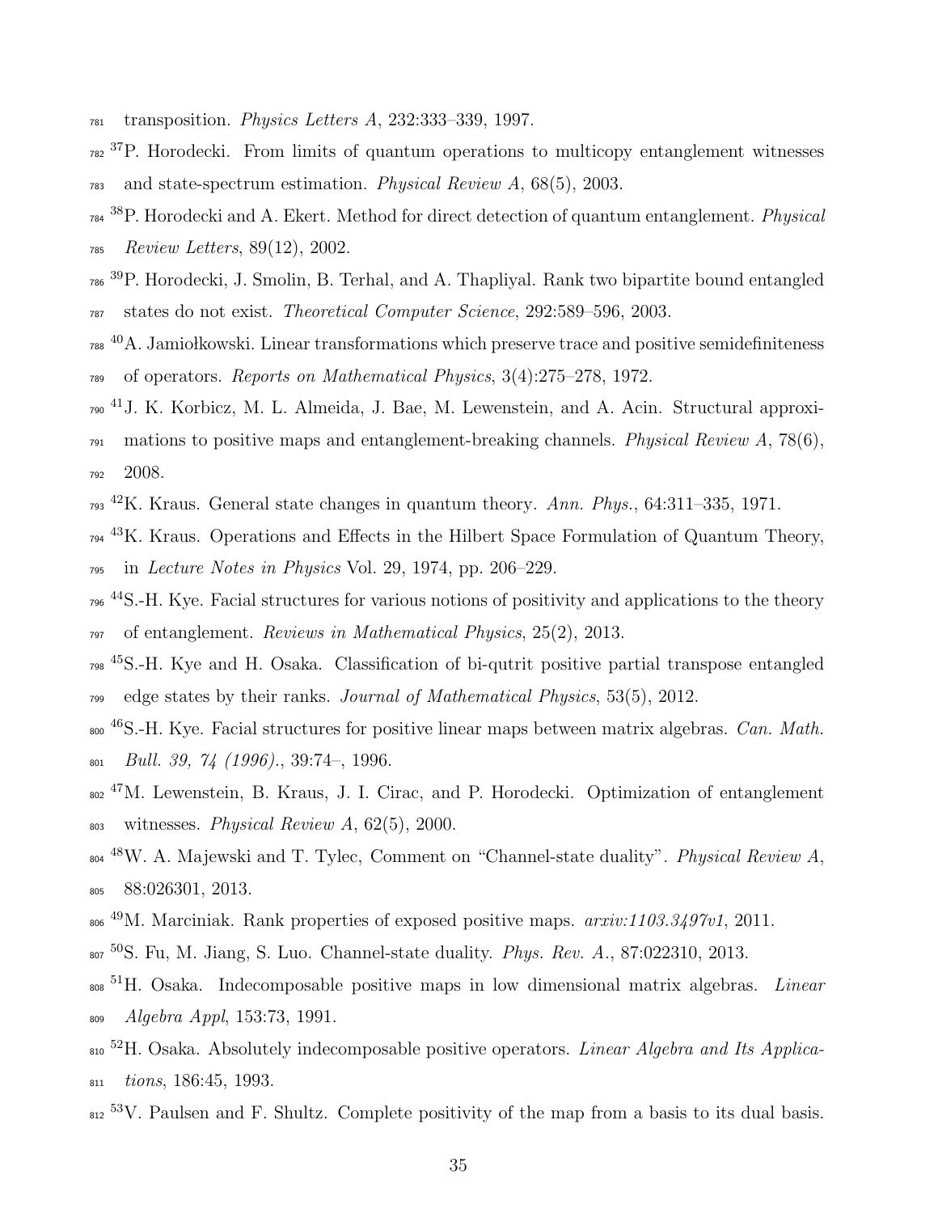transposition. *Physics Letters A*, 232:333–339, 1997.

[37] P. Horodecki. From limits of quantum operations to multicopy entanglement witnesses and state-spectrum estimation. *Physical Review A*, 68(5), 2003.

[38] P. Horodecki and A. Ekert. Method for direct detection of quantum entanglement. *Physical Review Letters*, 89(12), 2002.

[39] P. Horodecki, J. Smolin, B. Terhal, and A. Thapliyal. Rank two bipartite bound entangled states do not exist. *Theoretical Computer Science*, 292:589–596, 2003.

[40] A. Jamiołkowski. Linear transformations which preserve trace and positive semidefiniteness of operators. *Reports on Mathematical Physics*, 3(4):275–278, 1972.

[41] J. K. Korbicz, M. L. Almeida, J. Bae, M. Lewenstein, and A. Acin. Structural approximations to positive maps and entanglement-breaking channels. *Physical Review A*, 78(6), 2008.

[42] K. Kraus. General state changes in quantum theory. *Ann. Phys.*, 64:311–335, 1971.

[43] K. Kraus. Operations and Effects in the Hilbert Space Formulation of Quantum Theory, in *Lecture Notes in Physics* Vol. 29, 1974, pp. 206–229.

[44] S.-H. Kye. Facial structures for various notions of positivity and applications to the theory of entanglement. *Reviews in Mathematical Physics*, 25(2), 2013.

[45] S.-H. Kye and H. Osaka. Classification of bi-qutrit positive partial transpose entangled edge states by their ranks. *Journal of Mathematical Physics*, 53(5), 2012.

[46] S.-H. Kye. Facial structures for positive linear maps between matrix algebras. *Can. Math. Bull. 39, 74 (1996).*, 39:74–, 1996.

[47] M. Lewenstein, B. Kraus, J. I. Cirac, and P. Horodecki. Optimization of entanglement witnesses. *Physical Review A*, 62(5), 2000.

[48] W. A. Majewski and T. Tylec, Comment on "Channel-state duality". *Physical Review A*, 88:026301, 2013.

[49] M. Marciniak. Rank properties of exposed positive maps. *arxiv:1103.3497v1*, 2011.

[50] S. Fu, M. Jiang, S. Luo. Channel-state duality. *Phys. Rev. A.*, 87:022310, 2013.

[51] H. Osaka. Indecomposable positive maps in low dimensional matrix algebras. *Linear Algebra Appl*, 153:73, 1991.

[52] H. Osaka. Absolutely indecomposable positive operators. *Linear Algebra and Its Applications*, 186:45, 1993.

[53] V. Paulsen and F. Shultz. Complete positivity of the map from a basis to its dual basis.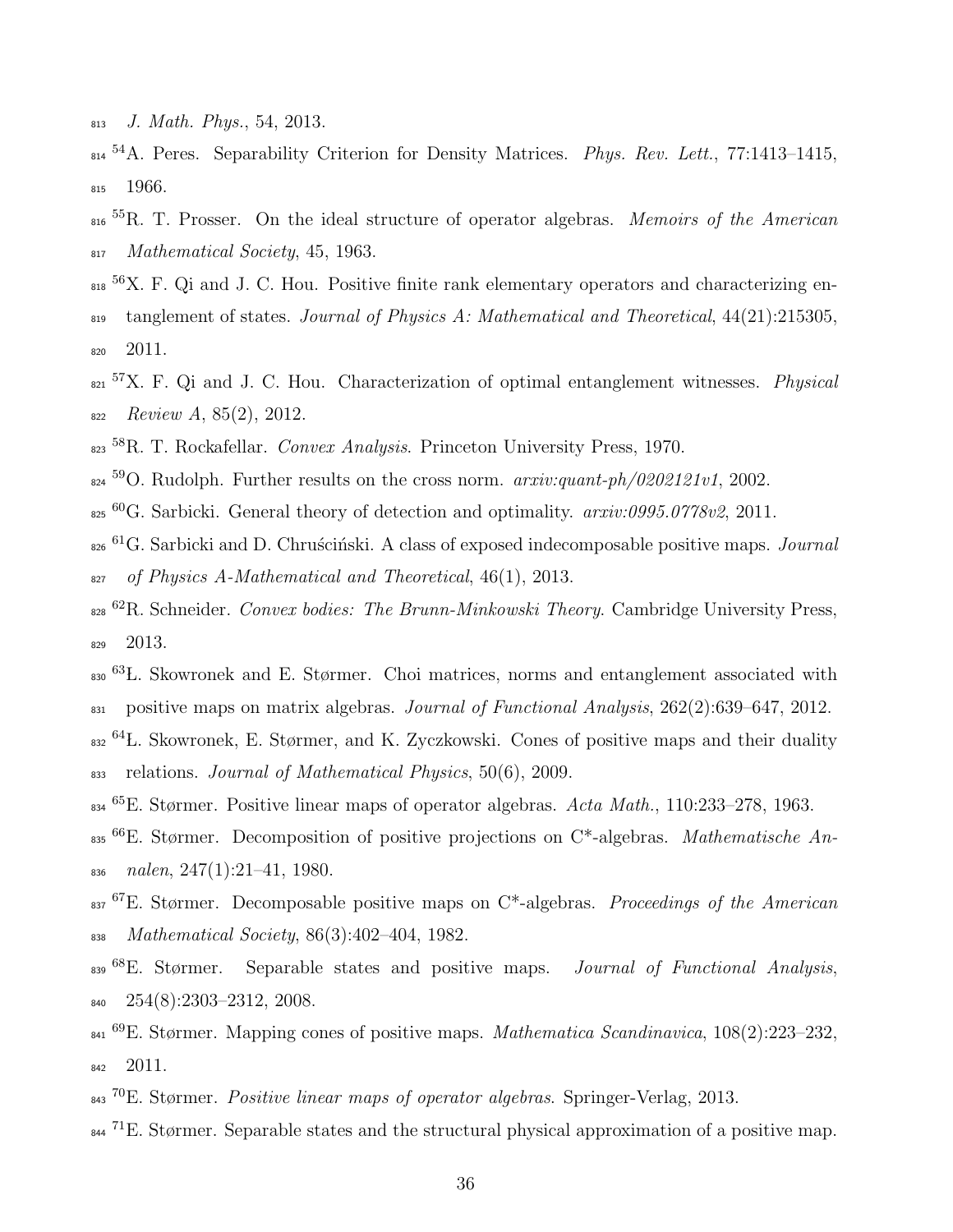*J. Math. Phys.*, 54, 2013.

[54]A. Peres. Separability Criterion for Density Matrices. *Phys. Rev. Lett.*, 77:1413–1415, 1966.

[55]R. T. Prosser. On the ideal structure of operator algebras. *Memoirs of the American Mathematical Society*, 45, 1963.

[56]X. F. Qi and J. C. Hou. Positive finite rank elementary operators and characterizing entanglement of states. *Journal of Physics A: Mathematical and Theoretical*, 44(21):215305, 2011.

[57]X. F. Qi and J. C. Hou. Characterization of optimal entanglement witnesses. *Physical Review A*, 85(2), 2012.

[58]R. T. Rockafellar. *Convex Analysis*. Princeton University Press, 1970.

[59]O. Rudolph. Further results on the cross norm. *arxiv:quant-ph/0202121v1*, 2002.

[60]G. Sarbicki. General theory of detection and optimality. *arxiv:0995.0778v2*, 2011.

[61]G. Sarbicki and D. Chruściński. A class of exposed indecomposable positive maps. *Journal of Physics A-Mathematical and Theoretical*, 46(1), 2013.

[62]R. Schneider. *Convex bodies: The Brunn-Minkowski Theory*. Cambridge University Press, 2013.

[63]Ł. Skowronek and E. Størmer. Choi matrices, norms and entanglement associated with positive maps on matrix algebras. *Journal of Functional Analysis*, 262(2):639–647, 2012.

[64]Ł. Skowronek, E. Størmer, and K. Zyczkowski. Cones of positive maps and their duality relations. *Journal of Mathematical Physics*, 50(6), 2009.

[65]E. Størmer. Positive linear maps of operator algebras. *Acta Math.*, 110:233–278, 1963.

[66]E. Størmer. Decomposition of positive projections on C*-algebras. *Mathematische Annalen*, 247(1):21–41, 1980.

[67]E. Størmer. Decomposable positive maps on C*-algebras. *Proceedings of the American Mathematical Society*, 86(3):402–404, 1982.

[68]E. Størmer. Separable states and positive maps. *Journal of Functional Analysis*, 254(8):2303–2312, 2008.

[69]E. Størmer. Mapping cones of positive maps. *Mathematica Scandinavica*, 108(2):223–232, 2011.

[70]E. Størmer. *Positive linear maps of operator algebras*. Springer-Verlag, 2013.

[71]E. Størmer. Separable states and the structural physical approximation of a positive map.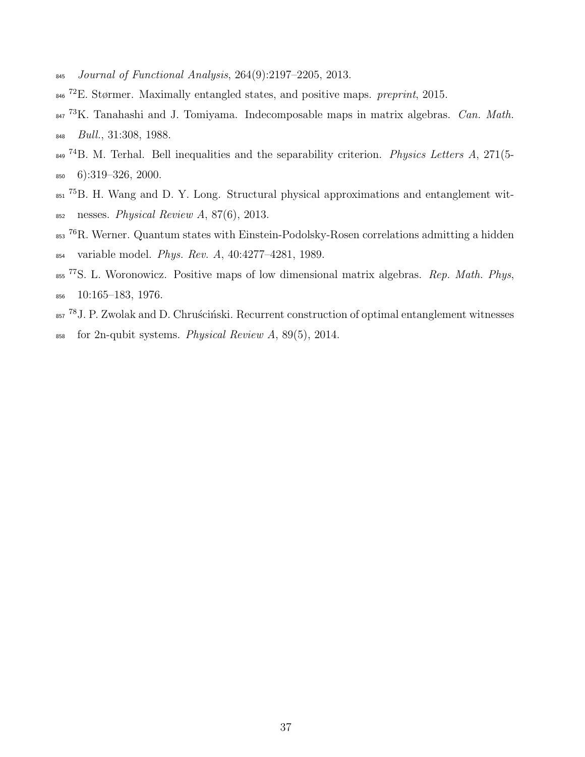*Journal of Functional Analysis*, 264(9):2197–2205, 2013.

[72] E. Størmer. Maximally entangled states, and positive maps. *preprint*, 2015.

[73] K. Tanahashi and J. Tomiyama. Indecomposable maps in matrix algebras. *Can. Math. Bull.*, 31:308, 1988.

[74] B. M. Terhal. Bell inequalities and the separability criterion. *Physics Letters A*, 271(5-6):319–326, 2000.

[75] B. H. Wang and D. Y. Long. Structural physical approximations and entanglement witnesses. *Physical Review A*, 87(6), 2013.

[76] R. Werner. Quantum states with Einstein-Podolsky-Rosen correlations admitting a hidden variable model. *Phys. Rev. A*, 40:4277–4281, 1989.

[77] S. L. Woronowicz. Positive maps of low dimensional matrix algebras. *Rep. Math. Phys*, 10:165–183, 1976.

[78] J. P. Zwolak and D. Chruściński. Recurrent construction of optimal entanglement witnesses for 2n-qubit systems. *Physical Review A*, 89(5), 2014.